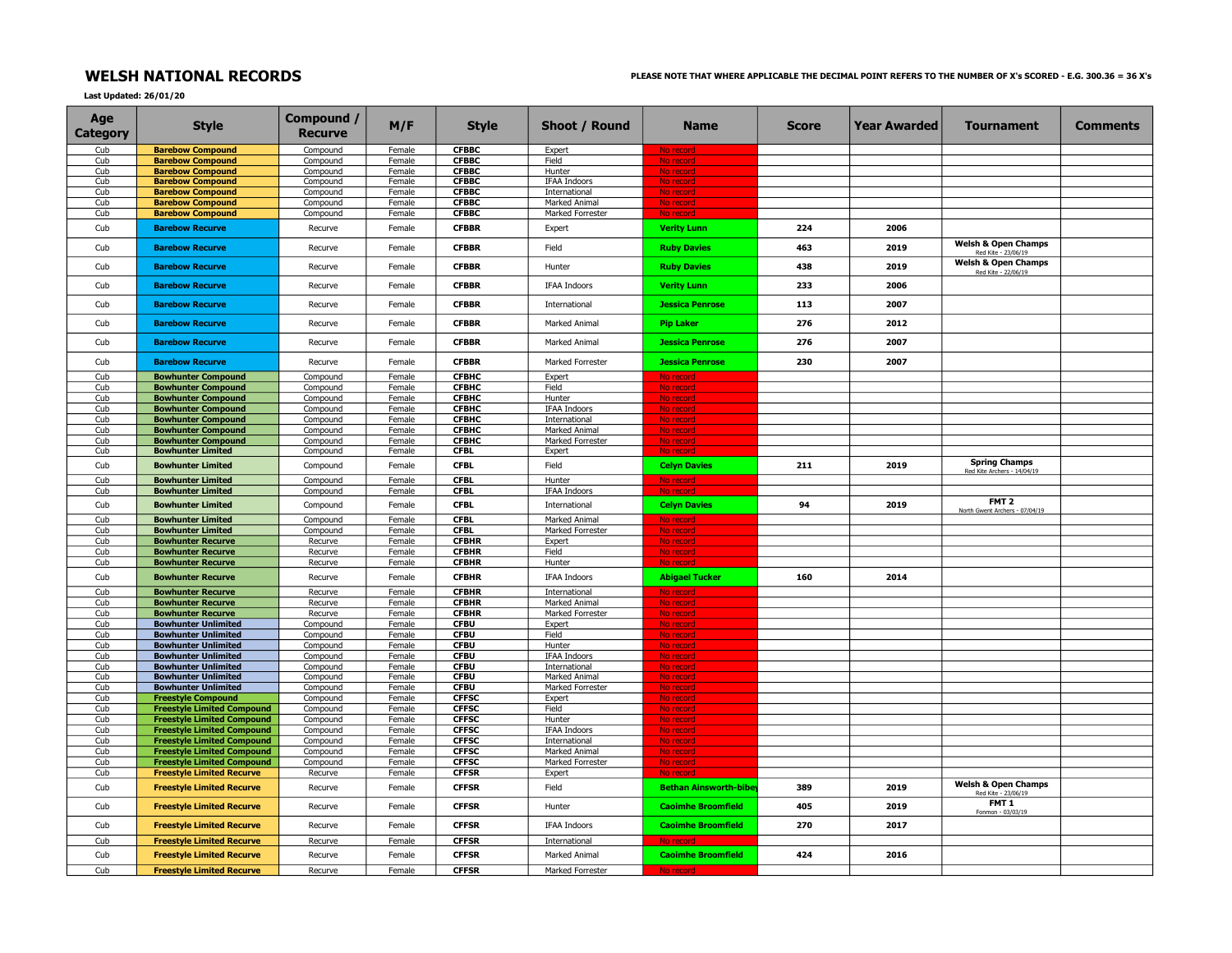# WELSH NATIONAL RECORDS

**PLEASE NOTE THAT WHERE APPLICABLE THE DECIMAL POINT REFERS TO THE NUMBER OF X's SCORED - E.G. 300.36 = 36 X's**

**Last Updated: 26/01/20**

| Age Category | Style | Compound / Recurve | M/F | Style | Shoot / Round | Name | Score | Year Awarded | Tournament | Comments |
|---|---|---|---|---|---|---|---|---|---|---|
| Cub | **Barebow Compound** | Compound | Female | **CFBBC** | Expert | No record | | | | |
| Cub | **Barebow Compound** | Compound | Female | **CFBBC** | Field | No record | | | | |
| Cub | **Barebow Compound** | Compound | Female | **CFBBC** | Hunter | No record | | | | |
| Cub | **Barebow Compound** | Compound | Female | **CFBBC** | IFAA Indoors | No record | | | | |
| Cub | **Barebow Compound** | Compound | Female | **CFBBC** | International | No record | | | | |
| Cub | **Barebow Compound** | Compound | Female | **CFBBC** | Marked Animal | No record | | | | |
| Cub | **Barebow Compound** | Compound | Female | **CFBBC** | Marked Forrester | No record | | | | |
| Cub | **Barebow Recurve** | Recurve | Female | **CFBBR** | Expert | **Verity Lunn** | **224** | **2006** | | |
| Cub | **Barebow Recurve** | Recurve | Female | **CFBBR** | Field | **Ruby Davies** | **463** | **2019** | **Welsh & Open Champs** Red Kite - 23/06/19 | |
| Cub | **Barebow Recurve** | Recurve | Female | **CFBBR** | Hunter | **Ruby Davies** | **438** | **2019** | **Welsh & Open Champs** Red Kite - 22/06/19 | |
| Cub | **Barebow Recurve** | Recurve | Female | **CFBBR** | IFAA Indoors | **Verity Lunn** | **233** | **2006** | | |
| Cub | **Barebow Recurve** | Recurve | Female | **CFBBR** | International | **Jessica Penrose** | **113** | **2007** | | |
| Cub | **Barebow Recurve** | Recurve | Female | **CFBBR** | Marked Animal | **Pip Laker** | **276** | **2012** | | |
| Cub | **Barebow Recurve** | Recurve | Female | **CFBBR** | Marked Animal | **Jessica Penrose** | **276** | **2007** | | |
| Cub | **Barebow Recurve** | Recurve | Female | **CFBBR** | Marked Forrester | **Jessica Penrose** | **230** | **2007** | | |
| Cub | **Bowhunter Compound** | Compound | Female | **CFBHC** | Expert | No record | | | | |
| Cub | **Bowhunter Compound** | Compound | Female | **CFBHC** | Field | No record | | | | |
| Cub | **Bowhunter Compound** | Compound | Female | **CFBHC** | Hunter | No record | | | | |
| Cub | **Bowhunter Compound** | Compound | Female | **CFBHC** | IFAA Indoors | No record | | | | |
| Cub | **Bowhunter Compound** | Compound | Female | **CFBHC** | International | No record | | | | |
| Cub | **Bowhunter Compound** | Compound | Female | **CFBHC** | Marked Animal | No record | | | | |
| Cub | **Bowhunter Compound** | Compound | Female | **CFBHC** | Marked Forrester | No record | | | | |
| Cub | **Bowhunter Limited** | Compound | Female | **CFBL** | Expert | No record | | | | |
| Cub | **Bowhunter Limited** | Compound | Female | **CFBL** | Field | **Celyn Davies** | **211** | **2019** | **Spring Champs** Red Kite Archers - 14/04/19 | |
| Cub | **Bowhunter Limited** | Compound | Female | **CFBL** | Hunter | No record | | | | |
| Cub | **Bowhunter Limited** | Compound | Female | **CFBL** | IFAA Indoors | No record | | | | |
| Cub | **Bowhunter Limited** | Compound | Female | **CFBL** | International | **Celyn Davies** | **94** | **2019** | **FMT 2** North Gwent Archers - 07/04/19 | |
| Cub | **Bowhunter Limited** | Compound | Female | **CFBL** | Marked Animal | No record | | | | |
| Cub | **Bowhunter Limited** | Compound | Female | **CFBL** | Marked Forrester | No record | | | | |
| Cub | **Bowhunter Recurve** | Recurve | Female | **CFBHR** | Expert | No record | | | | |
| Cub | **Bowhunter Recurve** | Recurve | Female | **CFBHR** | Field | No record | | | | |
| Cub | **Bowhunter Recurve** | Recurve | Female | **CFBHR** | Hunter | No record | | | | |
| Cub | **Bowhunter Recurve** | Recurve | Female | **CFBHR** | IFAA Indoors | **Abigael Tucker** | **160** | **2014** | | |
| Cub | **Bowhunter Recurve** | Recurve | Female | **CFBHR** | International | No record | | | | |
| Cub | **Bowhunter Recurve** | Recurve | Female | **CFBHR** | Marked Animal | No record | | | | |
| Cub | **Bowhunter Recurve** | Recurve | Female | **CFBHR** | Marked Forrester | No record | | | | |
| Cub | **Bowhunter Unlimited** | Compound | Female | **CFBU** | Expert | No record | | | | |
| Cub | **Bowhunter Unlimited** | Compound | Female | **CFBU** | Field | No record | | | | |
| Cub | **Bowhunter Unlimited** | Compound | Female | **CFBU** | Hunter | No record | | | | |
| Cub | **Bowhunter Unlimited** | Compound | Female | **CFBU** | IFAA Indoors | No record | | | | |
| Cub | **Bowhunter Unlimited** | Compound | Female | **CFBU** | International | No record | | | | |
| Cub | **Bowhunter Unlimited** | Compound | Female | **CFBU** | Marked Animal | No record | | | | |
| Cub | **Bowhunter Unlimited** | Compound | Female | **CFBU** | Marked Forrester | No record | | | | |
| Cub | **Freestyle Compound** | Compound | Female | **CFFSC** | Expert | No record | | | | |
| Cub | **Freestyle Limited Compound** | Compound | Female | **CFFSC** | Field | No record | | | | |
| Cub | **Freestyle Limited Compound** | Compound | Female | **CFFSC** | Hunter | No record | | | | |
| Cub | **Freestyle Limited Compound** | Compound | Female | **CFFSC** | IFAA Indoors | No record | | | | |
| Cub | **Freestyle Limited Compound** | Compound | Female | **CFFSC** | International | No record | | | | |
| Cub | **Freestyle Limited Compound** | Compound | Female | **CFFSC** | Marked Animal | No record | | | | |
| Cub | **Freestyle Limited Compound** | Compound | Female | **CFFSC** | Marked Forrester | No record | | | | |
| Cub | **Freestyle Limited Recurve** | Recurve | Female | **CFFSR** | Expert | No record | | | | |
| Cub | **Freestyle Limited Recurve** | Recurve | Female | **CFFSR** | Field | **Bethan Ainsworth-bibey** | **389** | **2019** | **Welsh & Open Champs** Red Kite - 23/06/19 | |
| Cub | **Freestyle Limited Recurve** | Recurve | Female | **CFFSR** | Hunter | **Caoimhe Broomfield** | **405** | **2019** | **FMT 1** Fonmon - 03/03/19 | |
| Cub | **Freestyle Limited Recurve** | Recurve | Female | **CFFSR** | IFAA Indoors | **Caoimhe Broomfield** | **270** | **2017** | | |
| Cub | **Freestyle Limited Recurve** | Recurve | Female | **CFFSR** | International | No record | | | | |
| Cub | **Freestyle Limited Recurve** | Recurve | Female | **CFFSR** | Marked Animal | **Caoimhe Broomfield** | **424** | **2016** | | |
| Cub | **Freestyle Limited Recurve** | Recurve | Female | **CFFSR** | Marked Forrester | No record | | | | |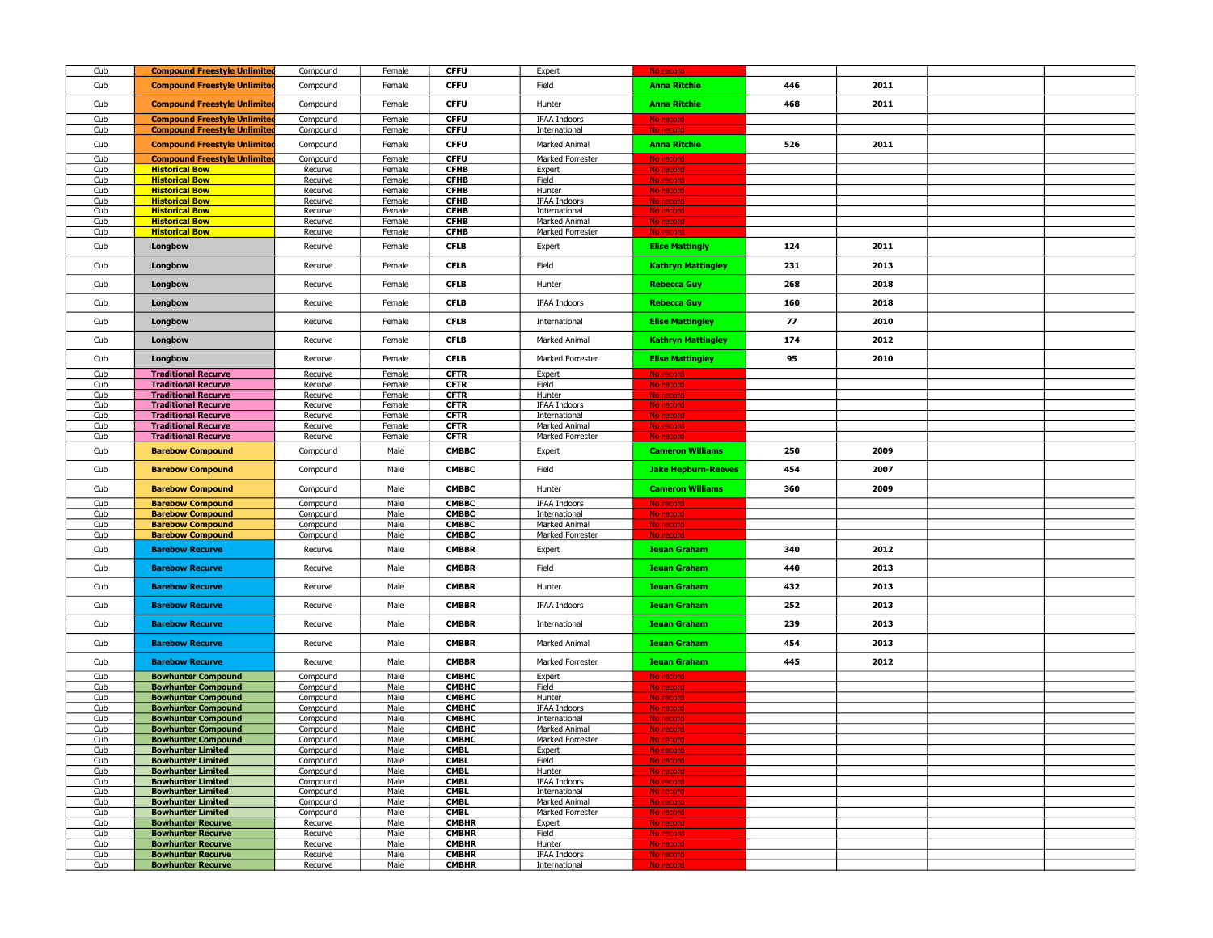| Cub | Compound Freestyle Unlimited | Compound | Female | CFFU | Expert | No record | | | | |
|---|---|---|---|---|---|---|---|---|---|---|
| Cub | Compound Freestyle Unlimited | Compound | Female | CFFU | Field | Anna Ritchie | 446 | 2011 | | |
| Cub | Compound Freestyle Unlimited | Compound | Female | CFFU | Hunter | Anna Ritchie | 468 | 2011 | | |
| Cub | Compound Freestyle Unlimited | Compound | Female | CFFU | IFAA Indoors | No record | | | | |
| Cub | Compound Freestyle Unlimited | Compound | Female | CFFU | International | No record | | | | |
| Cub | Compound Freestyle Unlimited | Compound | Female | CFFU | Marked Animal | Anna Ritchie | 526 | 2011 | | |
| Cub | Compound Freestyle Unlimited | Compound | Female | CFFU | Marked Forrester | No record | | | | |
| Cub | Historical Bow | Recurve | Female | CFHB | Expert | No record | | | | |
| Cub | Historical Bow | Recurve | Female | CFHB | Field | No record | | | | |
| Cub | Historical Bow | Recurve | Female | CFHB | Hunter | No record | | | | |
| Cub | Historical Bow | Recurve | Female | CFHB | IFAA Indoors | No record | | | | |
| Cub | Historical Bow | Recurve | Female | CFHB | International | No record | | | | |
| Cub | Historical Bow | Recurve | Female | CFHB | Marked Animal | No record | | | | |
| Cub | Historical Bow | Recurve | Female | CFHB | Marked Forrester | No record | | | | |
| Cub | Longbow | Recurve | Female | CFLB | Expert | Elise Mattingly | 124 | 2011 | | |
| Cub | Longbow | Recurve | Female | CFLB | Field | Kathryn Mattingley | 231 | 2013 | | |
| Cub | Longbow | Recurve | Female | CFLB | Hunter | Rebecca Guy | 268 | 2018 | | |
| Cub | Longbow | Recurve | Female | CFLB | IFAA Indoors | Rebecca Guy | 160 | 2018 | | |
| Cub | Longbow | Recurve | Female | CFLB | International | Elise Mattingley | 77 | 2010 | | |
| Cub | Longbow | Recurve | Female | CFLB | Marked Animal | Kathryn Mattingley | 174 | 2012 | | |
| Cub | Longbow | Recurve | Female | CFLB | Marked Forrester | Elise Mattingley | 95 | 2010 | | |
| Cub | Traditional Recurve | Recurve | Female | CFTR | Expert | No record | | | | |
| Cub | Traditional Recurve | Recurve | Female | CFTR | Field | No record | | | | |
| Cub | Traditional Recurve | Recurve | Female | CFTR | Hunter | No record | | | | |
| Cub | Traditional Recurve | Recurve | Female | CFTR | IFAA Indoors | No record | | | | |
| Cub | Traditional Recurve | Recurve | Female | CFTR | International | No record | | | | |
| Cub | Traditional Recurve | Recurve | Female | CFTR | Marked Animal | No record | | | | |
| Cub | Traditional Recurve | Recurve | Female | CFTR | Marked Forrester | No record | | | | |
| Cub | Barebow Compound | Compound | Male | CMBBC | Expert | Cameron Williams | 250 | 2009 | | |
| Cub | Barebow Compound | Compound | Male | CMBBC | Field | Jake Hepburn-Reeves | 454 | 2007 | | |
| Cub | Barebow Compound | Compound | Male | CMBBC | Hunter | Cameron Williams | 360 | 2009 | | |
| Cub | Barebow Compound | Compound | Male | CMBBC | IFAA Indoors | No record | | | | |
| Cub | Barebow Compound | Compound | Male | CMBBC | International | No record | | | | |
| Cub | Barebow Compound | Compound | Male | CMBBC | Marked Animal | No record | | | | |
| Cub | Barebow Compound | Compound | Male | CMBBC | Marked Forrester | No record | | | | |
| Cub | Barebow Recurve | Recurve | Male | CMBBR | Expert | Ieuan Graham | 340 | 2012 | | |
| Cub | Barebow Recurve | Recurve | Male | CMBBR | Field | Ieuan Graham | 440 | 2013 | | |
| Cub | Barebow Recurve | Recurve | Male | CMBBR | Hunter | Ieuan Graham | 432 | 2013 | | |
| Cub | Barebow Recurve | Recurve | Male | CMBBR | IFAA Indoors | Ieuan Graham | 252 | 2013 | | |
| Cub | Barebow Recurve | Recurve | Male | CMBBR | International | Ieuan Graham | 239 | 2013 | | |
| Cub | Barebow Recurve | Recurve | Male | CMBBR | Marked Animal | Ieuan Graham | 454 | 2013 | | |
| Cub | Barebow Recurve | Recurve | Male | CMBBR | Marked Forrester | Ieuan Graham | 445 | 2012 | | |
| Cub | Bowhunter Compound | Compound | Male | CMBHC | Expert | No record | | | | |
| Cub | Bowhunter Compound | Compound | Male | CMBHC | Field | No record | | | | |
| Cub | Bowhunter Compound | Compound | Male | CMBHC | Hunter | No record | | | | |
| Cub | Bowhunter Compound | Compound | Male | CMBHC | IFAA Indoors | No record | | | | |
| Cub | Bowhunter Compound | Compound | Male | CMBHC | International | No record | | | | |
| Cub | Bowhunter Compound | Compound | Male | CMBHC | Marked Animal | No record | | | | |
| Cub | Bowhunter Compound | Compound | Male | CMBHC | Marked Forrester | No record | | | | |
| Cub | Bowhunter Limited | Compound | Male | CMBL | Expert | No record | | | | |
| Cub | Bowhunter Limited | Compound | Male | CMBL | Field | No record | | | | |
| Cub | Bowhunter Limited | Compound | Male | CMBL | Hunter | No record | | | | |
| Cub | Bowhunter Limited | Compound | Male | CMBL | IFAA Indoors | No record | | | | |
| Cub | Bowhunter Limited | Compound | Male | CMBL | International | No record | | | | |
| Cub | Bowhunter Limited | Compound | Male | CMBL | Marked Animal | No record | | | | |
| Cub | Bowhunter Limited | Compound | Male | CMBL | Marked Forrester | No record | | | | |
| Cub | Bowhunter Recurve | Recurve | Male | CMBHR | Expert | No record | | | | |
| Cub | Bowhunter Recurve | Recurve | Male | CMBHR | Field | No record | | | | |
| Cub | Bowhunter Recurve | Recurve | Male | CMBHR | Hunter | No record | | | | |
| Cub | Bowhunter Recurve | Recurve | Male | CMBHR | IFAA Indoors | No record | | | | |
| Cub | Bowhunter Recurve | Recurve | Male | CMBHR | International | No record | | | | |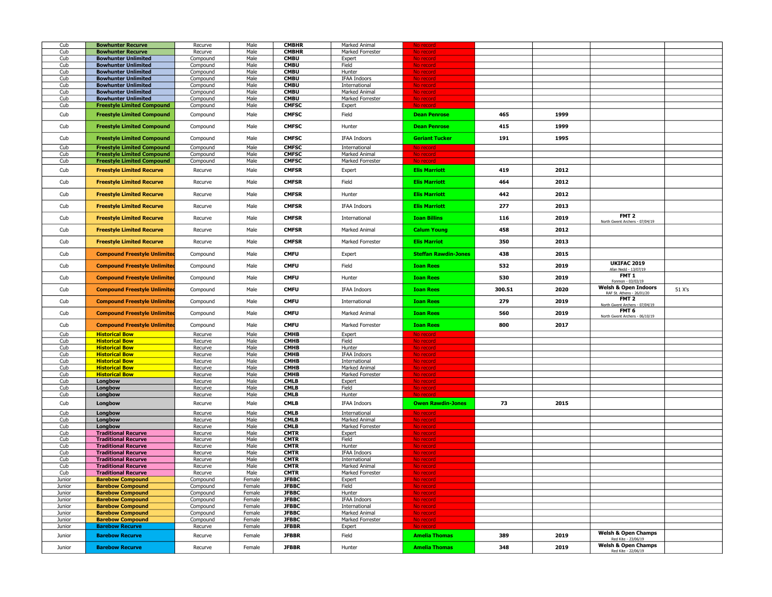| | | | | | | | | | | |
|---|---|---|---|---|---|---|---|---|---|---|
| Cub | **Bowhunter Recurve** | Recurve | Male | **CMBHR** | Marked Animal | No record | | | | |
| Cub | **Bowhunter Recurve** | Recurve | Male | **CMBHR** | Marked Forrester | No record | | | | |
| Cub | **Bowhunter Unlimited** | Compound | Male | **CMBU** | Expert | No record | | | | |
| Cub | **Bowhunter Unlimited** | Compound | Male | **CMBU** | Field | No record | | | | |
| Cub | **Bowhunter Unlimited** | Compound | Male | **CMBU** | Hunter | No record | | | | |
| Cub | **Bowhunter Unlimited** | Compound | Male | **CMBU** | IFAA Indoors | No record | | | | |
| Cub | **Bowhunter Unlimited** | Compound | Male | **CMBU** | International | No record | | | | |
| Cub | **Bowhunter Unlimited** | Compound | Male | **CMBU** | Marked Animal | No record | | | | |
| Cub | **Bowhunter Unlimited** | Compound | Male | **CMBU** | Marked Forrester | No record | | | | |
| Cub | **Freestyle Limited Compound** | Compound | Male | **CMFSC** | Expert | No record | | | | |
| Cub | **Freestyle Limited Compound** | Compound | Male | **CMFSC** | Field | **Dean Penrose** | **465** | **1999** | | |
| Cub | **Freestyle Limited Compound** | Compound | Male | **CMFSC** | Hunter | **Dean Penrose** | **415** | **1999** | | |
| Cub | **Freestyle Limited Compound** | Compound | Male | **CMFSC** | IFAA Indoors | **Geriant Tucker** | **191** | **1995** | | |
| Cub | **Freestyle Limited Compound** | Compound | Male | **CMFSC** | International | No record | | | | |
| Cub | **Freestyle Limited Compound** | Compound | Male | **CMFSC** | Marked Animal | No record | | | | |
| Cub | **Freestyle Limited Compound** | Compound | Male | **CMFSC** | Marked Forrester | No record | | | | |
| Cub | **Freestyle Limited Recurve** | Recurve | Male | **CMFSR** | Expert | **Elis Marriott** | **419** | **2012** | | |
| Cub | **Freestyle Limited Recurve** | Recurve | Male | **CMFSR** | Field | **Elis Marriott** | **464** | **2012** | | |
| Cub | **Freestyle Limited Recurve** | Recurve | Male | **CMFSR** | Hunter | **Elis Marriott** | **442** | **2012** | | |
| Cub | **Freestyle Limited Recurve** | Recurve | Male | **CMFSR** | IFAA Indoors | **Elis Marriott** | **277** | **2013** | | |
| Cub | **Freestyle Limited Recurve** | Recurve | Male | **CMFSR** | International | **Ioan Billins** | **116** | **2019** | **FMT 2** North Gwent Archers - 07/04/19 | |
| Cub | **Freestyle Limited Recurve** | Recurve | Male | **CMFSR** | Marked Animal | **Calum Young** | **458** | **2012** | | |
| Cub | **Freestyle Limited Recurve** | Recurve | Male | **CMFSR** | Marked Forrester | **Elis Marriot** | **350** | **2013** | | |
| Cub | **Compound Freestyle Unlimited** | Compound | Male | **CMFU** | Expert | **Steffan Rawdin-Jones** | **438** | **2015** | | |
| Cub | **Compound Freestyle Unlimited** | Compound | Male | **CMFU** | Field | **Ioan Rees** | **532** | **2019** | **UKIFAC 2019** Afan Nedd - 13/07/19 | |
| Cub | **Compound Freestyle Unlimited** | Compound | Male | **CMFU** | Hunter | **Ioan Rees** | **530** | **2019** | **FMT 1** Fonmon - 03/03/19 | |
| Cub | **Compound Freestyle Unlimited** | Compound | Male | **CMFU** | IFAA Indoors | **Ioan Rees** | **300.51** | **2020** | **Welsh & Open Indoors** RAF St. Athens - 26/01/20 | 51 X's |
| Cub | **Compound Freestyle Unlimited** | Compound | Male | **CMFU** | International | **Ioan Rees** | **279** | **2019** | **FMT 2** North Gwent Archers - 07/04/19 | |
| Cub | **Compound Freestyle Unlimited** | Compound | Male | **CMFU** | Marked Animal | **Ioan Rees** | **560** | **2019** | **FMT 6** North Gwent Archers - 06/10/19 | |
| Cub | **Compound Freestyle Unlimited** | Compound | Male | **CMFU** | Marked Forrester | **Ioan Rees** | **800** | **2017** | | |
| Cub | **Historical Bow** | Recurve | Male | **CMHB** | Expert | No record | | | | |
| Cub | **Historical Bow** | Recurve | Male | **CMHB** | Field | No record | | | | |
| Cub | **Historical Bow** | Recurve | Male | **CMHB** | Hunter | No record | | | | |
| Cub | **Historical Bow** | Recurve | Male | **CMHB** | IFAA Indoors | No record | | | | |
| Cub | **Historical Bow** | Recurve | Male | **CMHB** | International | No record | | | | |
| Cub | **Historical Bow** | Recurve | Male | **CMHB** | Marked Animal | No record | | | | |
| Cub | **Historical Bow** | Recurve | Male | **CMHB** | Marked Forrester | No record | | | | |
| Cub | **Longbow** | Recurve | Male | **CMLB** | Expert | No record | | | | |
| Cub | **Longbow** | Recurve | Male | **CMLB** | Field | No record | | | | |
| Cub | **Longbow** | Recurve | Male | **CMLB** | Hunter | No record | | | | |
| Cub | **Longbow** | Recurve | Male | **CMLB** | IFAA Indoors | **Owen Rawdin-Jones** | **73** | **2015** | | |
| Cub | **Longbow** | Recurve | Male | **CMLB** | International | No record | | | | |
| Cub | **Longbow** | Recurve | Male | **CMLB** | Marked Animal | No record | | | | |
| Cub | **Longbow** | Recurve | Male | **CMLB** | Marked Forrester | No record | | | | |
| Cub | **Traditional Recurve** | Recurve | Male | **CMTR** | Expert | No record | | | | |
| Cub | **Traditional Recurve** | Recurve | Male | **CMTR** | Field | No record | | | | |
| Cub | **Traditional Recurve** | Recurve | Male | **CMTR** | Hunter | No record | | | | |
| Cub | **Traditional Recurve** | Recurve | Male | **CMTR** | IFAA Indoors | No record | | | | |
| Cub | **Traditional Recurve** | Recurve | Male | **CMTR** | International | No record | | | | |
| Cub | **Traditional Recurve** | Recurve | Male | **CMTR** | Marked Animal | No record | | | | |
| Cub | **Traditional Recurve** | Recurve | Male | **CMTR** | Marked Forrester | No record | | | | |
| Junior | **Barebow Compound** | Compound | Female | **JFBBC** | Expert | No record | | | | |
| Junior | **Barebow Compound** | Compound | Female | **JFBBC** | Field | No record | | | | |
| Junior | **Barebow Compound** | Compound | Female | **JFBBC** | Hunter | No record | | | | |
| Junior | **Barebow Compound** | Compound | Female | **JFBBC** | IFAA Indoors | No record | | | | |
| Junior | **Barebow Compound** | Compound | Female | **JFBBC** | International | No record | | | | |
| Junior | **Barebow Compound** | Compound | Female | **JFBBC** | Marked Animal | No record | | | | |
| Junior | **Barebow Compound** | Compound | Female | **JFBBC** | Marked Forrester | No record | | | | |
| Junior | **Barebow Recurve** | Recurve | Female | **JFBBR** | Expert | No record | | | | |
| Junior | **Barebow Recurve** | Recurve | Female | **JFBBR** | Field | **Amelia Thomas** | **389** | **2019** | **Welsh & Open Champs** Red Kite - 23/06/19 | |
| Junior | **Barebow Recurve** | Recurve | Female | **JFBBR** | Hunter | **Amelia Thomas** | **348** | **2019** | **Welsh & Open Champs** Red Kite - 22/06/19 | |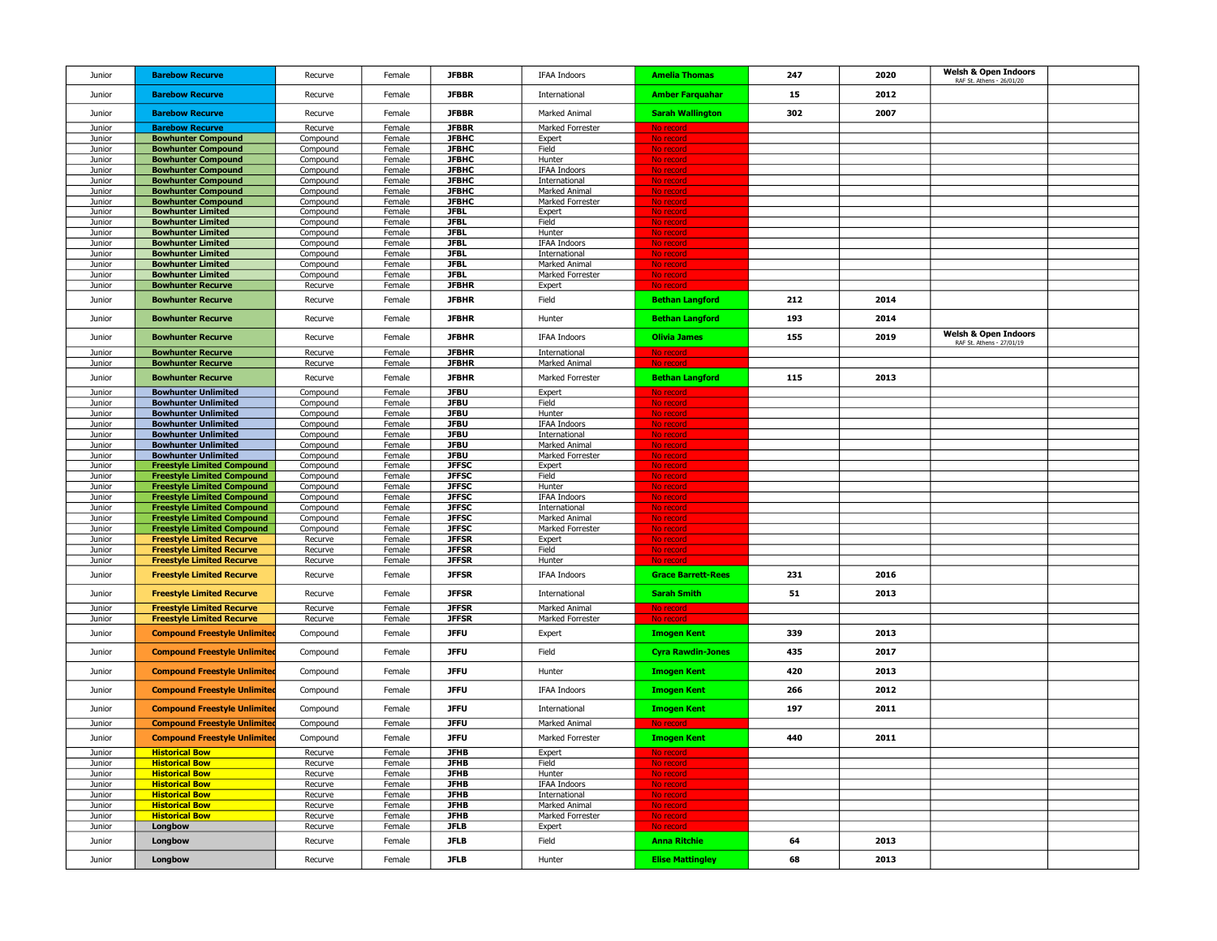| Junior | Barebow Recurve | Recurve | Female | JFBBR | IFAA Indoors | Amelia Thomas | 247 | 2020 | Welsh & Open Indoors RAF St. Athens - 26/01/20 | |
|---|---|---|---|---|---|---|---|---|---|---|
| Junior | Barebow Recurve | Recurve | Female | JFBBR | International | Amber Farquahar | 15 | 2012 | | |
| Junior | Barebow Recurve | Recurve | Female | JFBBR | Marked Animal | Sarah Wallington | 302 | 2007 | | |
| Junior | Barebow Recurve | Recurve | Female | JFBBR | Marked Forrester | No record | | | | |
| Junior | Bowhunter Compound | Compound | Female | JFBHC | Expert | No record | | | | |
| Junior | Bowhunter Compound | Compound | Female | JFBHC | Field | No record | | | | |
| Junior | Bowhunter Compound | Compound | Female | JFBHC | Hunter | No record | | | | |
| Junior | Bowhunter Compound | Compound | Female | JFBHC | IFAA Indoors | No record | | | | |
| Junior | Bowhunter Compound | Compound | Female | JFBHC | International | No record | | | | |
| Junior | Bowhunter Compound | Compound | Female | JFBHC | Marked Animal | No record | | | | |
| Junior | Bowhunter Compound | Compound | Female | JFBHC | Marked Forrester | No record | | | | |
| Junior | Bowhunter Limited | Compound | Female | JFBL | Expert | No record | | | | |
| Junior | Bowhunter Limited | Compound | Female | JFBL | Field | No record | | | | |
| Junior | Bowhunter Limited | Compound | Female | JFBL | Hunter | No record | | | | |
| Junior | Bowhunter Limited | Compound | Female | JFBL | IFAA Indoors | No record | | | | |
| Junior | Bowhunter Limited | Compound | Female | JFBL | International | No record | | | | |
| Junior | Bowhunter Limited | Compound | Female | JFBL | Marked Animal | No record | | | | |
| Junior | Bowhunter Limited | Compound | Female | JFBL | Marked Forrester | No record | | | | |
| Junior | Bowhunter Recurve | Recurve | Female | JFBHR | Expert | No record | | | | |
| Junior | Bowhunter Recurve | Recurve | Female | JFBHR | Field | Bethan Langford | 212 | 2014 | | |
| Junior | Bowhunter Recurve | Recurve | Female | JFBHR | Hunter | Bethan Langford | 193 | 2014 | | |
| Junior | Bowhunter Recurve | Recurve | Female | JFBHR | IFAA Indoors | Olivia James | 155 | 2019 | Welsh & Open Indoors RAF St. Athens - 27/01/19 | |
| Junior | Bowhunter Recurve | Recurve | Female | JFBHR | International | No record | | | | |
| Junior | Bowhunter Recurve | Recurve | Female | JFBHR | Marked Animal | No record | | | | |
| Junior | Bowhunter Recurve | Recurve | Female | JFBHR | Marked Forrester | Bethan Langford | 115 | 2013 | | |
| Junior | Bowhunter Unlimited | Compound | Female | JFBU | Expert | No record | | | | |
| Junior | Bowhunter Unlimited | Compound | Female | JFBU | Field | No record | | | | |
| Junior | Bowhunter Unlimited | Compound | Female | JFBU | Hunter | No record | | | | |
| Junior | Bowhunter Unlimited | Compound | Female | JFBU | IFAA Indoors | No record | | | | |
| Junior | Bowhunter Unlimited | Compound | Female | JFBU | International | No record | | | | |
| Junior | Bowhunter Unlimited | Compound | Female | JFBU | Marked Animal | No record | | | | |
| Junior | Bowhunter Unlimited | Compound | Female | JFBU | Marked Forrester | No record | | | | |
| Junior | Freestyle Limited Compound | Compound | Female | JFFSC | Expert | No record | | | | |
| Junior | Freestyle Limited Compound | Compound | Female | JFFSC | Field | No record | | | | |
| Junior | Freestyle Limited Compound | Compound | Female | JFFSC | Hunter | No record | | | | |
| Junior | Freestyle Limited Compound | Compound | Female | JFFSC | IFAA Indoors | No record | | | | |
| Junior | Freestyle Limited Compound | Compound | Female | JFFSC | International | No record | | | | |
| Junior | Freestyle Limited Compound | Compound | Female | JFFSC | Marked Animal | No record | | | | |
| Junior | Freestyle Limited Compound | Compound | Female | JFFSC | Marked Forrester | No record | | | | |
| Junior | Freestyle Limited Recurve | Recurve | Female | JFFSR | Expert | No record | | | | |
| Junior | Freestyle Limited Recurve | Recurve | Female | JFFSR | Field | No record | | | | |
| Junior | Freestyle Limited Recurve | Recurve | Female | JFFSR | Hunter | No record | | | | |
| Junior | Freestyle Limited Recurve | Recurve | Female | JFFSR | IFAA Indoors | Grace Barrett-Rees | 231 | 2016 | | |
| Junior | Freestyle Limited Recurve | Recurve | Female | JFFSR | International | Sarah Smith | 51 | 2013 | | |
| Junior | Freestyle Limited Recurve | Recurve | Female | JFFSR | Marked Animal | No record | | | | |
| Junior | Freestyle Limited Recurve | Recurve | Female | JFFSR | Marked Forrester | No record | | | | |
| Junior | Compound Freestyle Unlimited | Compound | Female | JFFU | Expert | Imogen Kent | 339 | 2013 | | |
| Junior | Compound Freestyle Unlimited | Compound | Female | JFFU | Field | Cyra Rawdin-Jones | 435 | 2017 | | |
| Junior | Compound Freestyle Unlimited | Compound | Female | JFFU | Hunter | Imogen Kent | 420 | 2013 | | |
| Junior | Compound Freestyle Unlimited | Compound | Female | JFFU | IFAA Indoors | Imogen Kent | 266 | 2012 | | |
| Junior | Compound Freestyle Unlimited | Compound | Female | JFFU | International | Imogen Kent | 197 | 2011 | | |
| Junior | Compound Freestyle Unlimited | Compound | Female | JFFU | Marked Animal | No record | | | | |
| Junior | Compound Freestyle Unlimited | Compound | Female | JFFU | Marked Forrester | Imogen Kent | 440 | 2011 | | |
| Junior | Historical Bow | Recurve | Female | JFHB | Expert | No record | | | | |
| Junior | Historical Bow | Recurve | Female | JFHB | Field | No record | | | | |
| Junior | Historical Bow | Recurve | Female | JFHB | Hunter | No record | | | | |
| Junior | Historical Bow | Recurve | Female | JFHB | IFAA Indoors | No record | | | | |
| Junior | Historical Bow | Recurve | Female | JFHB | International | No record | | | | |
| Junior | Historical Bow | Recurve | Female | JFHB | Marked Animal | No record | | | | |
| Junior | Historical Bow | Recurve | Female | JFHB | Marked Forrester | No record | | | | |
| Junior | Longbow | Recurve | Female | JFLB | Expert | No record | | | | |
| Junior | Longbow | Recurve | Female | JFLB | Field | Anna Ritchie | 64 | 2013 | | |
| Junior | Longbow | Recurve | Female | JFLB | Hunter | Elise Mattingley | 68 | 2013 | | |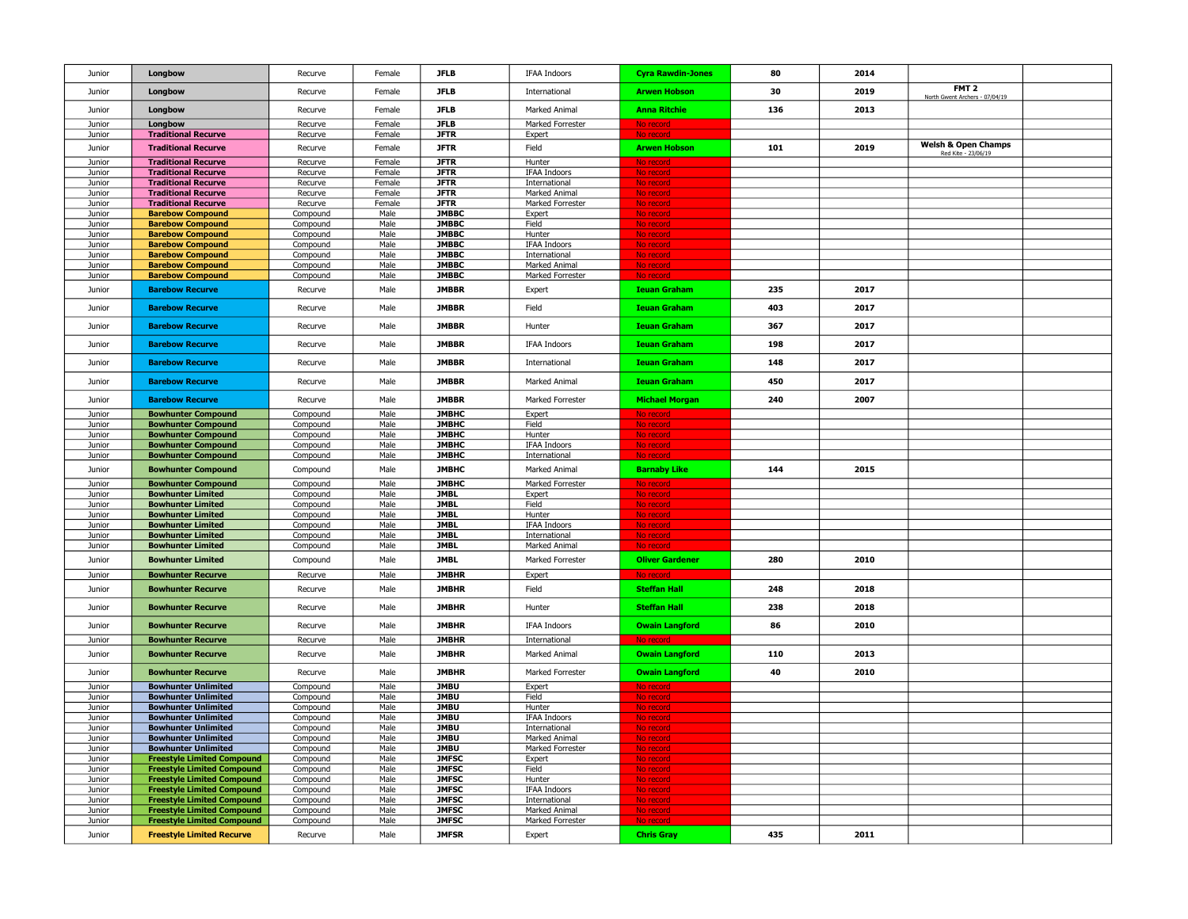| Junior | Longbow | Recurve | Female | JFLB | IFAA Indoors | Cyra Rawdin-Jones | 80 | 2014 | | |
|---|---|---|---|---|---|---|---|---|---|---|
| Junior | Longbow | Recurve | Female | JFLB | International | Arwen Hobson | 30 | 2019 | FMT 2 North Gwent Archers - 07/04/19 | |
| Junior | Longbow | Recurve | Female | JFLB | Marked Animal | Anna Ritchie | 136 | 2013 | | |
| Junior | Longbow | Recurve | Female | JFLB | Marked Forrester | No record | | | | |
| Junior | Traditional Recurve | Recurve | Female | JFTR | Expert | No record | | | | |
| Junior | Traditional Recurve | Recurve | Female | JFTR | Field | Arwen Hobson | 101 | 2019 | Welsh & Open Champs Red Kite - 23/06/19 | |
| Junior | Traditional Recurve | Recurve | Female | JFTR | Hunter | No record | | | | |
| Junior | Traditional Recurve | Recurve | Female | JFTR | IFAA Indoors | No record | | | | |
| Junior | Traditional Recurve | Recurve | Female | JFTR | International | No record | | | | |
| Junior | Traditional Recurve | Recurve | Female | JFTR | Marked Animal | No record | | | | |
| Junior | Traditional Recurve | Recurve | Female | JFTR | Marked Forrester | No record | | | | |
| Junior | Barebow Compound | Compound | Male | JMBBC | Expert | No record | | | | |
| Junior | Barebow Compound | Compound | Male | JMBBC | Field | No record | | | | |
| Junior | Barebow Compound | Compound | Male | JMBBC | Hunter | No record | | | | |
| Junior | Barebow Compound | Compound | Male | JMBBC | IFAA Indoors | No record | | | | |
| Junior | Barebow Compound | Compound | Male | JMBBC | International | No record | | | | |
| Junior | Barebow Compound | Compound | Male | JMBBC | Marked Animal | No record | | | | |
| Junior | Barebow Compound | Compound | Male | JMBBC | Marked Forrester | No record | | | | |
| Junior | Barebow Recurve | Recurve | Male | JMBBR | Expert | Ieuan Graham | 235 | 2017 | | |
| Junior | Barebow Recurve | Recurve | Male | JMBBR | Field | Ieuan Graham | 403 | 2017 | | |
| Junior | Barebow Recurve | Recurve | Male | JMBBR | Hunter | Ieuan Graham | 367 | 2017 | | |
| Junior | Barebow Recurve | Recurve | Male | JMBBR | IFAA Indoors | Ieuan Graham | 198 | 2017 | | |
| Junior | Barebow Recurve | Recurve | Male | JMBBR | International | Ieuan Graham | 148 | 2017 | | |
| Junior | Barebow Recurve | Recurve | Male | JMBBR | Marked Animal | Ieuan Graham | 450 | 2017 | | |
| Junior | Barebow Recurve | Recurve | Male | JMBBR | Marked Forrester | Michael Morgan | 240 | 2007 | | |
| Junior | Bowhunter Compound | Compound | Male | JMBHC | Expert | No record | | | | |
| Junior | Bowhunter Compound | Compound | Male | JMBHC | Field | No record | | | | |
| Junior | Bowhunter Compound | Compound | Male | JMBHC | Hunter | No record | | | | |
| Junior | Bowhunter Compound | Compound | Male | JMBHC | IFAA Indoors | No record | | | | |
| Junior | Bowhunter Compound | Compound | Male | JMBHC | International | No record | | | | |
| Junior | Bowhunter Compound | Compound | Male | JMBHC | Marked Animal | Barnaby Like | 144 | 2015 | | |
| Junior | Bowhunter Compound | Compound | Male | JMBHC | Marked Forrester | No record | | | | |
| Junior | Bowhunter Limited | Compound | Male | JMBL | Expert | No record | | | | |
| Junior | Bowhunter Limited | Compound | Male | JMBL | Field | No record | | | | |
| Junior | Bowhunter Limited | Compound | Male | JMBL | Hunter | No record | | | | |
| Junior | Bowhunter Limited | Compound | Male | JMBL | IFAA Indoors | No record | | | | |
| Junior | Bowhunter Limited | Compound | Male | JMBL | International | No record | | | | |
| Junior | Bowhunter Limited | Compound | Male | JMBL | Marked Animal | No record | | | | |
| Junior | Bowhunter Limited | Compound | Male | JMBL | Marked Forrester | Oliver Gardener | 280 | 2010 | | |
| Junior | Bowhunter Recurve | Recurve | Male | JMBHR | Expert | No record | | | | |
| Junior | Bowhunter Recurve | Recurve | Male | JMBHR | Field | Steffan Hall | 248 | 2018 | | |
| Junior | Bowhunter Recurve | Recurve | Male | JMBHR | Hunter | Steffan Hall | 238 | 2018 | | |
| Junior | Bowhunter Recurve | Recurve | Male | JMBHR | IFAA Indoors | Owain Langford | 86 | 2010 | | |
| Junior | Bowhunter Recurve | Recurve | Male | JMBHR | International | No record | | | | |
| Junior | Bowhunter Recurve | Recurve | Male | JMBHR | Marked Animal | Owain Langford | 110 | 2013 | | |
| Junior | Bowhunter Recurve | Recurve | Male | JMBHR | Marked Forrester | Owain Langford | 40 | 2010 | | |
| Junior | Bowhunter Unlimited | Compound | Male | JMBU | Expert | No record | | | | |
| Junior | Bowhunter Unlimited | Compound | Male | JMBU | Field | No record | | | | |
| Junior | Bowhunter Unlimited | Compound | Male | JMBU | Hunter | No record | | | | |
| Junior | Bowhunter Unlimited | Compound | Male | JMBU | IFAA Indoors | No record | | | | |
| Junior | Bowhunter Unlimited | Compound | Male | JMBU | International | No record | | | | |
| Junior | Bowhunter Unlimited | Compound | Male | JMBU | Marked Animal | No record | | | | |
| Junior | Bowhunter Unlimited | Compound | Male | JMBU | Marked Forrester | No record | | | | |
| Junior | Freestyle Limited Compound | Compound | Male | JMFSC | Expert | No record | | | | |
| Junior | Freestyle Limited Compound | Compound | Male | JMFSC | Field | No record | | | | |
| Junior | Freestyle Limited Compound | Compound | Male | JMFSC | Hunter | No record | | | | |
| Junior | Freestyle Limited Compound | Compound | Male | JMFSC | IFAA Indoors | No record | | | | |
| Junior | Freestyle Limited Compound | Compound | Male | JMFSC | International | No record | | | | |
| Junior | Freestyle Limited Compound | Compound | Male | JMFSC | Marked Animal | No record | | | | |
| Junior | Freestyle Limited Compound | Compound | Male | JMFSC | Marked Forrester | No record | | | | |
| Junior | Freestyle Limited Recurve | Recurve | Male | JMFSR | Expert | Chris Gray | 435 | 2011 | | |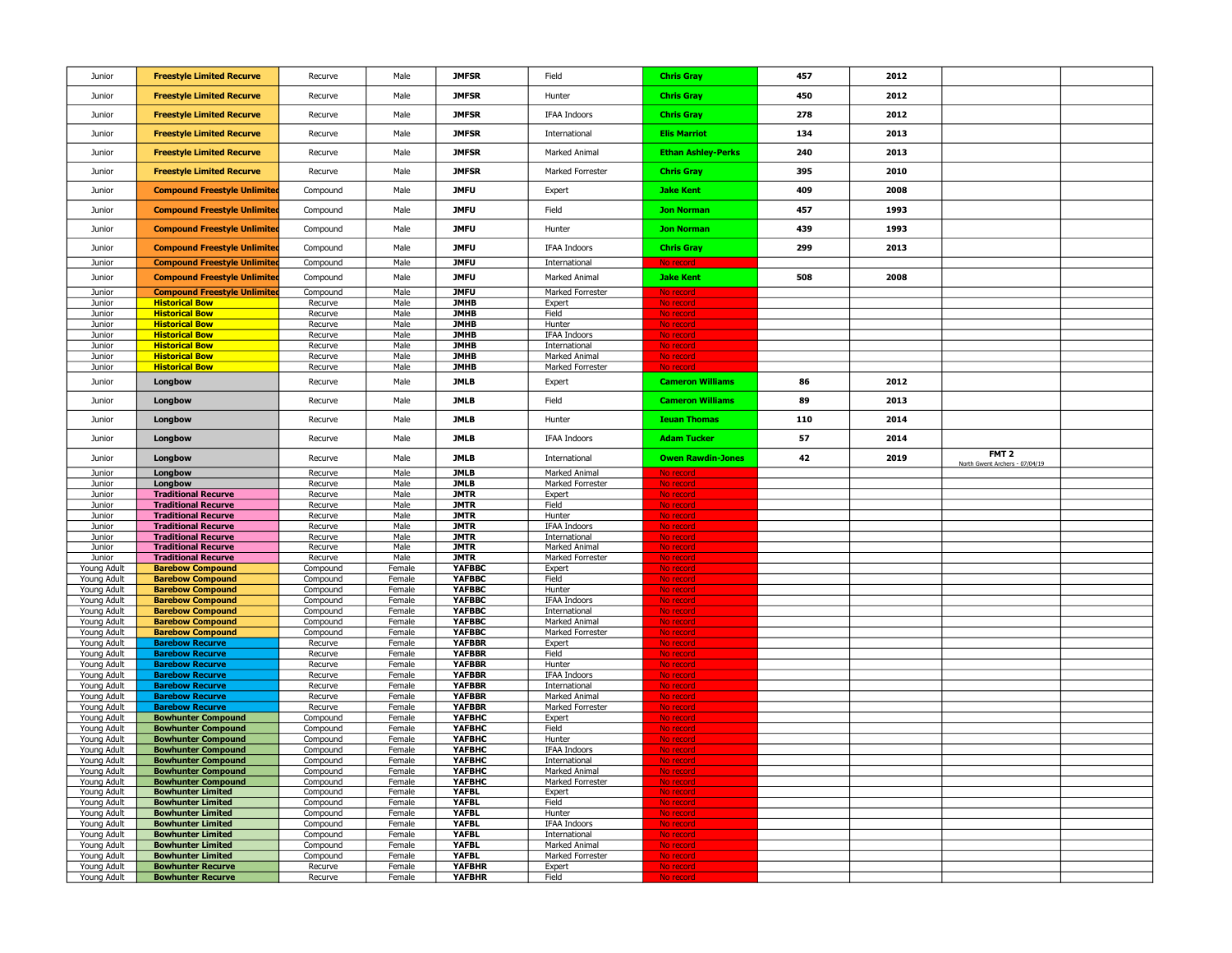| Junior | Freestyle Limited Recurve | Recurve | Male | JMFSR | Field | Chris Gray | 457 | 2012 | | |
|---|---|---|---|---|---|---|---|---|---|---|
| Junior | Freestyle Limited Recurve | Recurve | Male | JMFSR | Hunter | Chris Gray | 450 | 2012 | | |
| Junior | Freestyle Limited Recurve | Recurve | Male | JMFSR | IFAA Indoors | Chris Gray | 278 | 2012 | | |
| Junior | Freestyle Limited Recurve | Recurve | Male | JMFSR | International | Elis Marriot | 134 | 2013 | | |
| Junior | Freestyle Limited Recurve | Recurve | Male | JMFSR | Marked Animal | Ethan Ashley-Perks | 240 | 2013 | | |
| Junior | Freestyle Limited Recurve | Recurve | Male | JMFSR | Marked Forrester | Chris Gray | 395 | 2010 | | |
| Junior | Compound Freestyle Unlimited | Compound | Male | JMFU | Expert | Jake Kent | 409 | 2008 | | |
| Junior | Compound Freestyle Unlimited | Compound | Male | JMFU | Field | Jon Norman | 457 | 1993 | | |
| Junior | Compound Freestyle Unlimited | Compound | Male | JMFU | Hunter | Jon Norman | 439 | 1993 | | |
| Junior | Compound Freestyle Unlimited | Compound | Male | JMFU | IFAA Indoors | Chris Gray | 299 | 2013 | | |
| Junior | Compound Freestyle Unlimited | Compound | Male | JMFU | International | No record | | | | |
| Junior | Compound Freestyle Unlimited | Compound | Male | JMFU | Marked Animal | Jake Kent | 508 | 2008 | | |
| Junior | Compound Freestyle Unlimited | Compound | Male | JMFU | Marked Forrester | No record | | | | |
| Junior | Historical Bow | Recurve | Male | JMHB | Expert | No record | | | | |
| Junior | Historical Bow | Recurve | Male | JMHB | Field | No record | | | | |
| Junior | Historical Bow | Recurve | Male | JMHB | Hunter | No record | | | | |
| Junior | Historical Bow | Recurve | Male | JMHB | IFAA Indoors | No record | | | | |
| Junior | Historical Bow | Recurve | Male | JMHB | International | No record | | | | |
| Junior | Historical Bow | Recurve | Male | JMHB | Marked Animal | No record | | | | |
| Junior | Historical Bow | Recurve | Male | JMHB | Marked Forrester | No record | | | | |
| Junior | Longbow | Recurve | Male | JMLB | Expert | Cameron Williams | 86 | 2012 | | |
| Junior | Longbow | Recurve | Male | JMLB | Field | Cameron Williams | 89 | 2013 | | |
| Junior | Longbow | Recurve | Male | JMLB | Hunter | Ieuan Thomas | 110 | 2014 | | |
| Junior | Longbow | Recurve | Male | JMLB | IFAA Indoors | Adam Tucker | 57 | 2014 | | |
| Junior | Longbow | Recurve | Male | JMLB | International | Owen Rawdin-Jones | 42 | 2019 | FMT 2 North Gwent Archers - 07/04/19 | |
| Junior | Longbow | Recurve | Male | JMLB | Marked Animal | No record | | | | |
| Junior | Longbow | Recurve | Male | JMLB | Marked Forrester | No record | | | | |
| Junior | Traditional Recurve | Recurve | Male | JMTR | Expert | No record | | | | |
| Junior | Traditional Recurve | Recurve | Male | JMTR | Field | No record | | | | |
| Junior | Traditional Recurve | Recurve | Male | JMTR | Hunter | No record | | | | |
| Junior | Traditional Recurve | Recurve | Male | JMTR | IFAA Indoors | No record | | | | |
| Junior | Traditional Recurve | Recurve | Male | JMTR | International | No record | | | | |
| Junior | Traditional Recurve | Recurve | Male | JMTR | Marked Animal | No record | | | | |
| Junior | Traditional Recurve | Recurve | Male | JMTR | Marked Forrester | No record | | | | |
| Young Adult | Barebow Compound | Compound | Female | YAFBBC | Expert | No record | | | | |
| Young Adult | Barebow Compound | Compound | Female | YAFBBC | Field | No record | | | | |
| Young Adult | Barebow Compound | Compound | Female | YAFBBC | Hunter | No record | | | | |
| Young Adult | Barebow Compound | Compound | Female | YAFBBC | IFAA Indoors | No record | | | | |
| Young Adult | Barebow Compound | Compound | Female | YAFBBC | International | No record | | | | |
| Young Adult | Barebow Compound | Compound | Female | YAFBBC | Marked Animal | No record | | | | |
| Young Adult | Barebow Compound | Compound | Female | YAFBBC | Marked Forrester | No record | | | | |
| Young Adult | Barebow Recurve | Recurve | Female | YAFBBR | Expert | No record | | | | |
| Young Adult | Barebow Recurve | Recurve | Female | YAFBBR | Field | No record | | | | |
| Young Adult | Barebow Recurve | Recurve | Female | YAFBBR | Hunter | No record | | | | |
| Young Adult | Barebow Recurve | Recurve | Female | YAFBBR | IFAA Indoors | No record | | | | |
| Young Adult | Barebow Recurve | Recurve | Female | YAFBBR | International | No record | | | | |
| Young Adult | Barebow Recurve | Recurve | Female | YAFBBR | Marked Animal | No record | | | | |
| Young Adult | Barebow Recurve | Recurve | Female | YAFBBR | Marked Forrester | No record | | | | |
| Young Adult | Bowhunter Compound | Compound | Female | YAFBHC | Expert | No record | | | | |
| Young Adult | Bowhunter Compound | Compound | Female | YAFBHC | Field | No record | | | | |
| Young Adult | Bowhunter Compound | Compound | Female | YAFBHC | Hunter | No record | | | | |
| Young Adult | Bowhunter Compound | Compound | Female | YAFBHC | IFAA Indoors | No record | | | | |
| Young Adult | Bowhunter Compound | Compound | Female | YAFBHC | International | No record | | | | |
| Young Adult | Bowhunter Compound | Compound | Female | YAFBHC | Marked Animal | No record | | | | |
| Young Adult | Bowhunter Compound | Compound | Female | YAFBHC | Marked Forrester | No record | | | | |
| Young Adult | Bowhunter Limited | Compound | Female | YAFBL | Expert | No record | | | | |
| Young Adult | Bowhunter Limited | Compound | Female | YAFBL | Field | No record | | | | |
| Young Adult | Bowhunter Limited | Compound | Female | YAFBL | Hunter | No record | | | | |
| Young Adult | Bowhunter Limited | Compound | Female | YAFBL | IFAA Indoors | No record | | | | |
| Young Adult | Bowhunter Limited | Compound | Female | YAFBL | International | No record | | | | |
| Young Adult | Bowhunter Limited | Compound | Female | YAFBL | Marked Animal | No record | | | | |
| Young Adult | Bowhunter Limited | Compound | Female | YAFBL | Marked Forrester | No record | | | | |
| Young Adult | Bowhunter Recurve | Recurve | Female | YAFBHR | Expert | No record | | | | |
| Young Adult | Bowhunter Recurve | Recurve | Female | YAFBHR | Field | No record | | | | |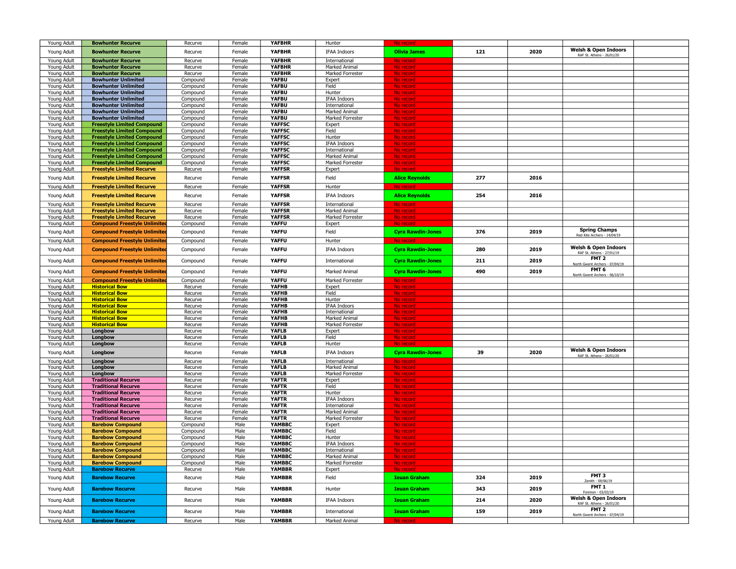| Young Adult | Bowhunter Recurve | Recurve | Female | YAFBHR | Hunter | No record | | | | |
|---|---|---|---|---|---|---|---|---|---|---|
| Young Adult | Bowhunter Recurve | Recurve | Female | YAFBHR | IFAA Indoors | Olivia James | 121 | 2020 | Welsh & Open Indoors RAF St. Athens - 26/01/20 | |
| Young Adult | Bowhunter Recurve | Recurve | Female | YAFBHR | International | No record | | | | |
| Young Adult | Bowhunter Recurve | Recurve | Female | YAFBHR | Marked Animal | No record | | | | |
| Young Adult | Bowhunter Recurve | Recurve | Female | YAFBHR | Marked Forrester | No record | | | | |
| Young Adult | Bowhunter Unlimited | Compound | Female | YAFBU | Expert | No record | | | | |
| Young Adult | Bowhunter Unlimited | Compound | Female | YAFBU | Field | No record | | | | |
| Young Adult | Bowhunter Unlimited | Compound | Female | YAFBU | Hunter | No record | | | | |
| Young Adult | Bowhunter Unlimited | Compound | Female | YAFBU | IFAA Indoors | No record | | | | |
| Young Adult | Bowhunter Unlimited | Compound | Female | YAFBU | International | No record | | | | |
| Young Adult | Bowhunter Unlimited | Compound | Female | YAFBU | Marked Animal | No record | | | | |
| Young Adult | Bowhunter Unlimited | Compound | Female | YAFBU | Marked Forrester | No record | | | | |
| Young Adult | Freestyle Limited Compound | Compound | Female | YAFFSC | Expert | No record | | | | |
| Young Adult | Freestyle Limited Compound | Compound | Female | YAFFSC | Field | No record | | | | |
| Young Adult | Freestyle Limited Compound | Compound | Female | YAFFSC | Hunter | No record | | | | |
| Young Adult | Freestyle Limited Compound | Compound | Female | YAFFSC | IFAA Indoors | No record | | | | |
| Young Adult | Freestyle Limited Compound | Compound | Female | YAFFSC | International | No record | | | | |
| Young Adult | Freestyle Limited Compound | Compound | Female | YAFFSC | Marked Animal | No record | | | | |
| Young Adult | Freestyle Limited Compound | Compound | Female | YAFFSC | Marked Forrester | No record | | | | |
| Young Adult | Freestyle Limited Recurve | Recurve | Female | YAFFSR | Expert | No record | | | | |
| Young Adult | Freestyle Limited Recurve | Recurve | Female | YAFFSR | Field | Alice Reynolds | 277 | 2016 | | |
| Young Adult | Freestyle Limited Recurve | Recurve | Female | YAFFSR | Hunter | No record | | | | |
| Young Adult | Freestyle Limited Recurve | Recurve | Female | YAFFSR | IFAA Indoors | Alice Reynolds | 254 | 2016 | | |
| Young Adult | Freestyle Limited Recurve | Recurve | Female | YAFFSR | International | No record | | | | |
| Young Adult | Freestyle Limited Recurve | Recurve | Female | YAFFSR | Marked Animal | No record | | | | |
| Young Adult | Freestyle Limited Recurve | Recurve | Female | YAFFSR | Marked Forrester | No record | | | | |
| Young Adult | Compound Freestyle Unlimited | Compound | Female | YAFFU | Expert | No record | | | | |
| Young Adult | Compound Freestyle Unlimited | Compound | Female | YAFFU | Field | Cyra Rawdin-Jones | 376 | 2019 | Spring Champs Red Kite Archers - 14/04/19 | |
| Young Adult | Compound Freestyle Unlimited | Compound | Female | YAFFU | Hunter | No record | | | | |
| Young Adult | Compound Freestyle Unlimited | Compound | Female | YAFFU | IFAA Indoors | Cyra Rawdin-Jones | 280 | 2019 | Welsh & Open Indoors RAF St. Athens - 27/01/19 | |
| Young Adult | Compound Freestyle Unlimited | Compound | Female | YAFFU | International | Cyra Rawdin-Jones | 211 | 2019 | FMT 2 North Gwent Archers - 07/04/19 | |
| Young Adult | Compound Freestyle Unlimited | Compound | Female | YAFFU | Marked Animal | Cyra Rawdin-Jones | 490 | 2019 | FMT 6 North Gwent Archers - 06/10/19 | |
| Young Adult | Compound Freestyle Unlimited | Compound | Female | YAFFU | Marked Forrester | No record | | | | |
| Young Adult | Historical Bow | Recurve | Female | YAFHB | Expert | No record | | | | |
| Young Adult | Historical Bow | Recurve | Female | YAFHB | Field | No record | | | | |
| Young Adult | Historical Bow | Recurve | Female | YAFHB | Hunter | No record | | | | |
| Young Adult | Historical Bow | Recurve | Female | YAFHB | IFAA Indoors | No record | | | | |
| Young Adult | Historical Bow | Recurve | Female | YAFHB | International | No record | | | | |
| Young Adult | Historical Bow | Recurve | Female | YAFHB | Marked Animal | No record | | | | |
| Young Adult | Historical Bow | Recurve | Female | YAFHB | Marked Forrester | No record | | | | |
| Young Adult | Longbow | Recurve | Female | YAFLB | Expert | No record | | | | |
| Young Adult | Longbow | Recurve | Female | YAFLB | Field | No record | | | | |
| Young Adult | Longbow | Recurve | Female | YAFLB | Hunter | No record | | | | |
| Young Adult | Longbow | Recurve | Female | YAFLB | IFAA Indoors | Cyra Rawdin-Jones | 39 | 2020 | Welsh & Open Indoors RAF St. Athens - 26/01/20 | |
| Young Adult | Longbow | Recurve | Female | YAFLB | International | No record | | | | |
| Young Adult | Longbow | Recurve | Female | YAFLB | Marked Animal | No record | | | | |
| Young Adult | Longbow | Recurve | Female | YAFLB | Marked Forrester | No record | | | | |
| Young Adult | Traditional Recurve | Recurve | Female | YAFTR | Expert | No record | | | | |
| Young Adult | Traditional Recurve | Recurve | Female | YAFTR | Field | No record | | | | |
| Young Adult | Traditional Recurve | Recurve | Female | YAFTR | Hunter | No record | | | | |
| Young Adult | Traditional Recurve | Recurve | Female | YAFTR | IFAA Indoors | No record | | | | |
| Young Adult | Traditional Recurve | Recurve | Female | YAFTR | International | No record | | | | |
| Young Adult | Traditional Recurve | Recurve | Female | YAFTR | Marked Animal | No record | | | | |
| Young Adult | Traditional Recurve | Recurve | Female | YAFTR | Marked Forrester | No record | | | | |
| Young Adult | Barebow Compound | Compound | Male | YAMBBC | Expert | No record | | | | |
| Young Adult | Barebow Compound | Compound | Male | YAMBBC | Field | No record | | | | |
| Young Adult | Barebow Compound | Compound | Male | YAMBBC | Hunter | No record | | | | |
| Young Adult | Barebow Compound | Compound | Male | YAMBBC | IFAA Indoors | No record | | | | |
| Young Adult | Barebow Compound | Compound | Male | YAMBBC | International | No record | | | | |
| Young Adult | Barebow Compound | Compound | Male | YAMBBC | Marked Animal | No record | | | | |
| Young Adult | Barebow Compound | Compound | Male | YAMBBC | Marked Forrester | No record | | | | |
| Young Adult | Barebow Recurve | Recurve | Male | YAMBBR | Expert | No record | | | | |
| Young Adult | Barebow Recurve | Recurve | Male | YAMBBR | Field | Ieuan Graham | 324 | 2019 | FMT 3 Zenith - 09/06/19 | |
| Young Adult | Barebow Recurve | Recurve | Male | YAMBBR | Hunter | Ieuan Graham | 343 | 2019 | FMT 1 Fonmon - 03/03/19 | |
| Young Adult | Barebow Recurve | Recurve | Male | YAMBBR | IFAA Indoors | Ieuan Graham | 214 | 2020 | Welsh & Open Indoors RAF St. Athens - 26/01/20 | |
| Young Adult | Barebow Recurve | Recurve | Male | YAMBBR | International | Ieuan Graham | 159 | 2019 | FMT 2 North Gwent Archers - 07/04/19 | |
| Young Adult | Barebow Recurve | Recurve | Male | YAMBBR | Marked Animal | No record | | | | |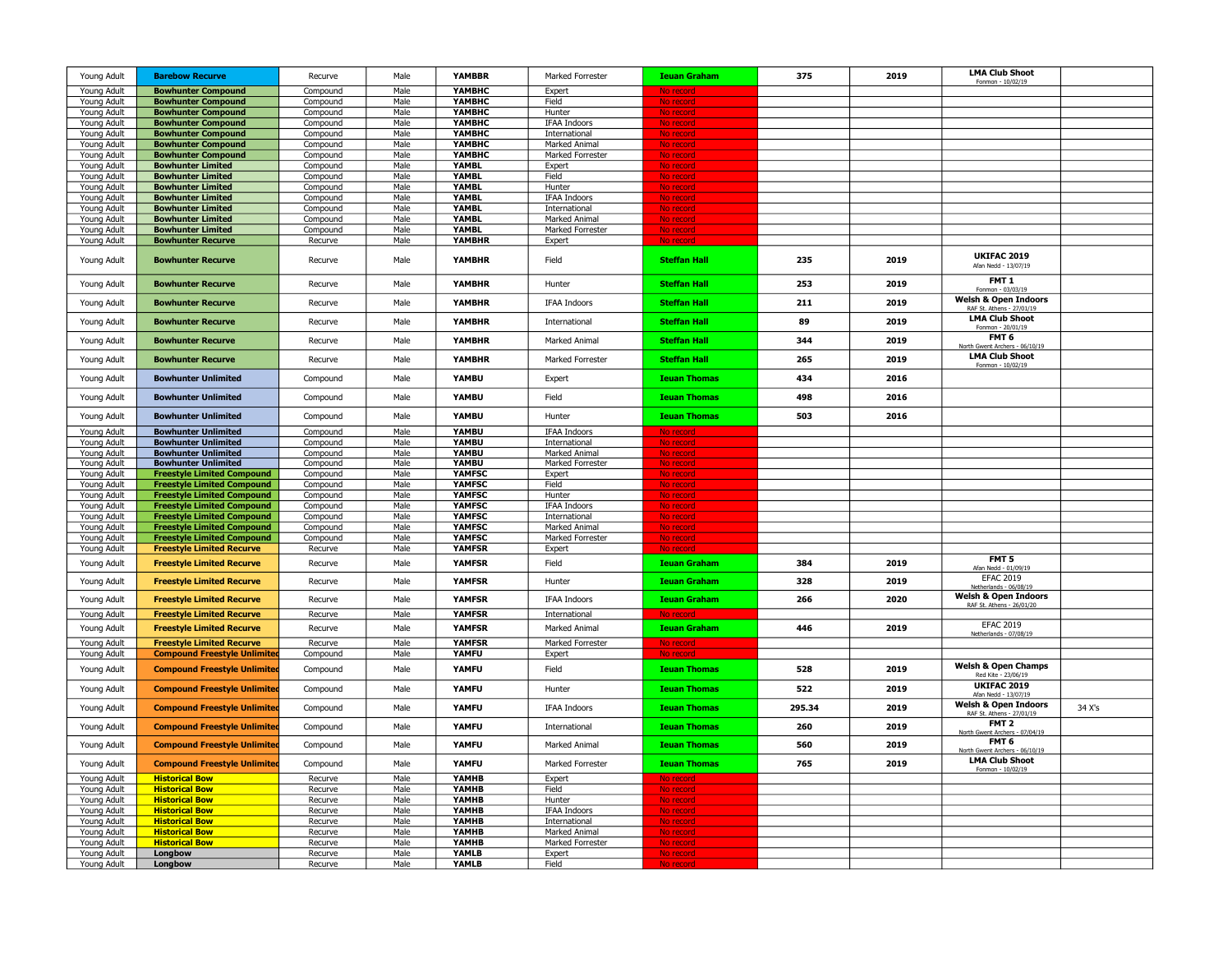| Young Adult | Barebow Recurve | Recurve | Male | YAMBBR | Marked Forrester | Ieuan Graham | 375 | 2019 | LMA Club Shoot Fonmon - 10/02/19 | |
|---|---|---|---|---|---|---|---|---|---|---|
| Young Adult | Bowhunter Compound | Compound | Male | YAMBHC | Expert | No record | | | | |
| Young Adult | Bowhunter Compound | Compound | Male | YAMBHC | Field | No record | | | | |
| Young Adult | Bowhunter Compound | Compound | Male | YAMBHC | Hunter | No record | | | | |
| Young Adult | Bowhunter Compound | Compound | Male | YAMBHC | IFAA Indoors | No record | | | | |
| Young Adult | Bowhunter Compound | Compound | Male | YAMBHC | International | No record | | | | |
| Young Adult | Bowhunter Compound | Compound | Male | YAMBHC | Marked Animal | No record | | | | |
| Young Adult | Bowhunter Compound | Compound | Male | YAMBHC | Marked Forrester | No record | | | | |
| Young Adult | Bowhunter Limited | Compound | Male | YAMBL | Expert | No record | | | | |
| Young Adult | Bowhunter Limited | Compound | Male | YAMBL | Field | No record | | | | |
| Young Adult | Bowhunter Limited | Compound | Male | YAMBL | Hunter | No record | | | | |
| Young Adult | Bowhunter Limited | Compound | Male | YAMBL | IFAA Indoors | No record | | | | |
| Young Adult | Bowhunter Limited | Compound | Male | YAMBL | International | No record | | | | |
| Young Adult | Bowhunter Limited | Compound | Male | YAMBL | Marked Animal | No record | | | | |
| Young Adult | Bowhunter Limited | Compound | Male | YAMBL | Marked Forrester | No record | | | | |
| Young Adult | Bowhunter Recurve | Recurve | Male | YAMBHR | Expert | No record | | | | |
| Young Adult | Bowhunter Recurve | Recurve | Male | YAMBHR | Field | Steffan Hall | 235 | 2019 | UKIFAC 2019 Afan Nedd - 13/07/19 | |
| Young Adult | Bowhunter Recurve | Recurve | Male | YAMBHR | Hunter | Steffan Hall | 253 | 2019 | FMT 1 Fonmon - 03/03/19 | |
| Young Adult | Bowhunter Recurve | Recurve | Male | YAMBHR | IFAA Indoors | Steffan Hall | 211 | 2019 | Welsh & Open Indoors RAF St. Athens - 27/01/19 | |
| Young Adult | Bowhunter Recurve | Recurve | Male | YAMBHR | International | Steffan Hall | 89 | 2019 | LMA Club Shoot Fonmon - 20/01/19 | |
| Young Adult | Bowhunter Recurve | Recurve | Male | YAMBHR | Marked Animal | Steffan Hall | 344 | 2019 | FMT 6 North Gwent Archers - 06/10/19 | |
| Young Adult | Bowhunter Recurve | Recurve | Male | YAMBHR | Marked Forrester | Steffan Hall | 265 | 2019 | LMA Club Shoot Fonmon - 10/02/19 | |
| Young Adult | Bowhunter Unlimited | Compound | Male | YAMBU | Expert | Ieuan Thomas | 434 | 2016 | | |
| Young Adult | Bowhunter Unlimited | Compound | Male | YAMBU | Field | Ieuan Thomas | 498 | 2016 | | |
| Young Adult | Bowhunter Unlimited | Compound | Male | YAMBU | Hunter | Ieuan Thomas | 503 | 2016 | | |
| Young Adult | Bowhunter Unlimited | Compound | Male | YAMBU | IFAA Indoors | No record | | | | |
| Young Adult | Bowhunter Unlimited | Compound | Male | YAMBU | International | No record | | | | |
| Young Adult | Bowhunter Unlimited | Compound | Male | YAMBU | Marked Animal | No record | | | | |
| Young Adult | Bowhunter Unlimited | Compound | Male | YAMBU | Marked Forrester | No record | | | | |
| Young Adult | Freestyle Limited Compound | Compound | Male | YAMFSC | Expert | No record | | | | |
| Young Adult | Freestyle Limited Compound | Compound | Male | YAMFSC | Field | No record | | | | |
| Young Adult | Freestyle Limited Compound | Compound | Male | YAMFSC | Hunter | No record | | | | |
| Young Adult | Freestyle Limited Compound | Compound | Male | YAMFSC | IFAA Indoors | No record | | | | |
| Young Adult | Freestyle Limited Compound | Compound | Male | YAMFSC | International | No record | | | | |
| Young Adult | Freestyle Limited Compound | Compound | Male | YAMFSC | Marked Animal | No record | | | | |
| Young Adult | Freestyle Limited Compound | Compound | Male | YAMFSC | Marked Forrester | No record | | | | |
| Young Adult | Freestyle Limited Recurve | Recurve | Male | YAMFSR | Expert | No record | | | | |
| Young Adult | Freestyle Limited Recurve | Recurve | Male | YAMFSR | Field | Ieuan Graham | 384 | 2019 | FMT 5 Afan Nedd - 01/09/19 | |
| Young Adult | Freestyle Limited Recurve | Recurve | Male | YAMFSR | Hunter | Ieuan Graham | 328 | 2019 | EFAC 2019 Netherlands - 06/08/19 | |
| Young Adult | Freestyle Limited Recurve | Recurve | Male | YAMFSR | IFAA Indoors | Ieuan Graham | 266 | 2020 | Welsh & Open Indoors RAF St. Athens - 26/01/20 | |
| Young Adult | Freestyle Limited Recurve | Recurve | Male | YAMFSR | International | No record | | | | |
| Young Adult | Freestyle Limited Recurve | Recurve | Male | YAMFSR | Marked Animal | Ieuan Graham | 446 | 2019 | EFAC 2019 Netherlands - 07/08/19 | |
| Young Adult | Freestyle Limited Recurve | Recurve | Male | YAMFSR | Marked Forrester | No record | | | | |
| Young Adult | Compound Freestyle Unlimited | Compound | Male | YAMFU | Expert | No record | | | | |
| Young Adult | Compound Freestyle Unlimited | Compound | Male | YAMFU | Field | Ieuan Thomas | 528 | 2019 | Welsh & Open Champs Red Kite - 23/06/19 | |
| Young Adult | Compound Freestyle Unlimited | Compound | Male | YAMFU | Hunter | Ieuan Thomas | 522 | 2019 | UKIFAC 2019 Afan Nedd - 13/07/19 | |
| Young Adult | Compound Freestyle Unlimited | Compound | Male | YAMFU | IFAA Indoors | Ieuan Thomas | 295.34 | 2019 | Welsh & Open Indoors RAF St. Athens - 27/01/19 | 34 X's |
| Young Adult | Compound Freestyle Unlimited | Compound | Male | YAMFU | International | Ieuan Thomas | 260 | 2019 | FMT 2 North Gwent Archers - 07/04/19 | |
| Young Adult | Compound Freestyle Unlimited | Compound | Male | YAMFU | Marked Animal | Ieuan Thomas | 560 | 2019 | FMT 6 North Gwent Archers - 06/10/19 | |
| Young Adult | Compound Freestyle Unlimited | Compound | Male | YAMFU | Marked Forrester | Ieuan Thomas | 765 | 2019 | LMA Club Shoot Fonmon - 10/02/19 | |
| Young Adult | Historical Bow | Recurve | Male | YAMHB | Expert | No record | | | | |
| Young Adult | Historical Bow | Recurve | Male | YAMHB | Field | No record | | | | |
| Young Adult | Historical Bow | Recurve | Male | YAMHB | Hunter | No record | | | | |
| Young Adult | Historical Bow | Recurve | Male | YAMHB | IFAA Indoors | No record | | | | |
| Young Adult | Historical Bow | Recurve | Male | YAMHB | International | No record | | | | |
| Young Adult | Historical Bow | Recurve | Male | YAMHB | Marked Animal | No record | | | | |
| Young Adult | Historical Bow | Recurve | Male | YAMHB | Marked Forrester | No record | | | | |
| Young Adult | Longbow | Recurve | Male | YAMLB | Expert | No record | | | | |
| Young Adult | Longbow | Recurve | Male | YAMLB | Field | No record | | | | |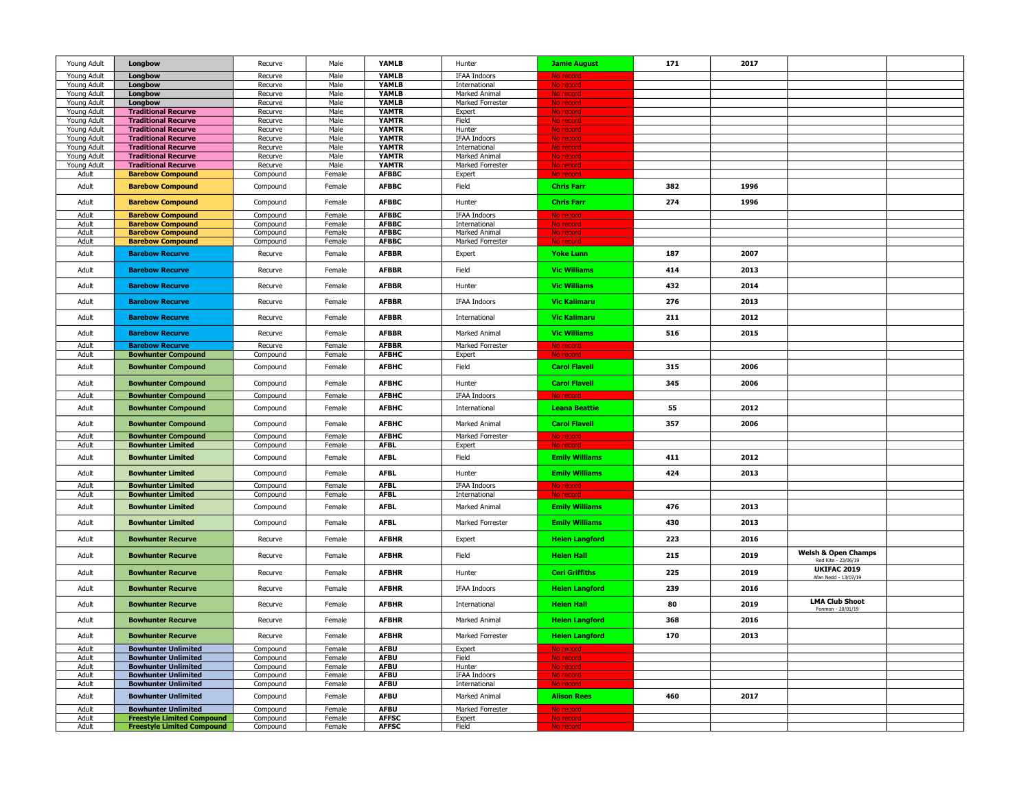| | | | | | | | | | | |
|---|---|---|---|---|---|---|---|---|---|---|
| Young Adult | **Longbow** | Recurve | Male | **YAMLB** | Hunter | **Jamie August** | **171** | **2017** | | |
| Young Adult | **Longbow** | Recurve | Male | **YAMLB** | IFAA Indoors | No record | | | | |
| Young Adult | **Longbow** | Recurve | Male | **YAMLB** | International | No record | | | | |
| Young Adult | **Longbow** | Recurve | Male | **YAMLB** | Marked Animal | No record | | | | |
| Young Adult | **Longbow** | Recurve | Male | **YAMLB** | Marked Forrester | No record | | | | |
| Young Adult | **Traditional Recurve** | Recurve | Male | **YAMTR** | Expert | No record | | | | |
| Young Adult | **Traditional Recurve** | Recurve | Male | **YAMTR** | Field | No record | | | | |
| Young Adult | **Traditional Recurve** | Recurve | Male | **YAMTR** | Hunter | No record | | | | |
| Young Adult | **Traditional Recurve** | Recurve | Male | **YAMTR** | IFAA Indoors | No record | | | | |
| Young Adult | **Traditional Recurve** | Recurve | Male | **YAMTR** | International | No record | | | | |
| Young Adult | **Traditional Recurve** | Recurve | Male | **YAMTR** | Marked Animal | No record | | | | |
| Young Adult | **Traditional Recurve** | Recurve | Male | **YAMTR** | Marked Forrester | No record | | | | |
| Adult | **Barebow Compound** | Compound | Female | **AFBBC** | Expert | No record | | | | |
| Adult | **Barebow Compound** | Compound | Female | **AFBBC** | Field | **Chris Farr** | **382** | **1996** | | |
| Adult | **Barebow Compound** | Compound | Female | **AFBBC** | Hunter | **Chris Farr** | **274** | **1996** | | |
| Adult | **Barebow Compound** | Compound | Female | **AFBBC** | IFAA Indoors | No record | | | | |
| Adult | **Barebow Compound** | Compound | Female | **AFBBC** | International | No record | | | | |
| Adult | **Barebow Compound** | Compound | Female | **AFBBC** | Marked Animal | No record | | | | |
| Adult | **Barebow Compound** | Compound | Female | **AFBBC** | Marked Forrester | No record | | | | |
| Adult | **Barebow Recurve** | Recurve | Female | **AFBBR** | Expert | **Yoke Lunn** | **187** | **2007** | | |
| Adult | **Barebow Recurve** | Recurve | Female | **AFBBR** | Field | **Vic Williams** | **414** | **2013** | | |
| Adult | **Barebow Recurve** | Recurve | Female | **AFBBR** | Hunter | **Vic Williams** | **432** | **2014** | | |
| Adult | **Barebow Recurve** | Recurve | Female | **AFBBR** | IFAA Indoors | **Vic Kalimaru** | **276** | **2013** | | |
| Adult | **Barebow Recurve** | Recurve | Female | **AFBBR** | International | **Vic Kalimaru** | **211** | **2012** | | |
| Adult | **Barebow Recurve** | Recurve | Female | **AFBBR** | Marked Animal | **Vic Williams** | **516** | **2015** | | |
| Adult | **Barebow Recurve** | Recurve | Female | **AFBBR** | Marked Forrester | No record | | | | |
| Adult | **Bowhunter Compound** | Compound | Female | **AFBHC** | Expert | No record | | | | |
| Adult | **Bowhunter Compound** | Compound | Female | **AFBHC** | Field | **Carol Flavell** | **315** | **2006** | | |
| Adult | **Bowhunter Compound** | Compound | Female | **AFBHC** | Hunter | **Carol Flavell** | **345** | **2006** | | |
| Adult | **Bowhunter Compound** | Compound | Female | **AFBHC** | IFAA Indoors | No record | | | | |
| Adult | **Bowhunter Compound** | Compound | Female | **AFBHC** | International | **Leana Beattie** | **55** | **2012** | | |
| Adult | **Bowhunter Compound** | Compound | Female | **AFBHC** | Marked Animal | **Carol Flavell** | **357** | **2006** | | |
| Adult | **Bowhunter Compound** | Compound | Female | **AFBHC** | Marked Forrester | No record | | | | |
| Adult | **Bowhunter Limited** | Compound | Female | **AFBL** | Expert | No record | | | | |
| Adult | **Bowhunter Limited** | Compound | Female | **AFBL** | Field | **Emily Williams** | **411** | **2012** | | |
| Adult | **Bowhunter Limited** | Compound | Female | **AFBL** | Hunter | **Emily Williams** | **424** | **2013** | | |
| Adult | **Bowhunter Limited** | Compound | Female | **AFBL** | IFAA Indoors | No record | | | | |
| Adult | **Bowhunter Limited** | Compound | Female | **AFBL** | International | No record | | | | |
| Adult | **Bowhunter Limited** | Compound | Female | **AFBL** | Marked Animal | **Emily Williams** | **476** | **2013** | | |
| Adult | **Bowhunter Limited** | Compound | Female | **AFBL** | Marked Forrester | **Emily Williams** | **430** | **2013** | | |
| Adult | **Bowhunter Recurve** | Recurve | Female | **AFBHR** | Expert | **Helen Langford** | **223** | **2016** | | |
| Adult | **Bowhunter Recurve** | Recurve | Female | **AFBHR** | Field | **Helen Hall** | **215** | **2019** | **Welsh & Open Champs** Red Kite - 23/06/19 | |
| Adult | **Bowhunter Recurve** | Recurve | Female | **AFBHR** | Hunter | **Ceri Griffiths** | **225** | **2019** | **UKIFAC 2019** Afan Nedd - 13/07/19 | |
| Adult | **Bowhunter Recurve** | Recurve | Female | **AFBHR** | IFAA Indoors | **Helen Langford** | **239** | **2016** | | |
| Adult | **Bowhunter Recurve** | Recurve | Female | **AFBHR** | International | **Helen Hall** | **80** | **2019** | **LMA Club Shoot** Fonmon - 20/01/19 | |
| Adult | **Bowhunter Recurve** | Recurve | Female | **AFBHR** | Marked Animal | **Helen Langford** | **368** | **2016** | | |
| Adult | **Bowhunter Recurve** | Recurve | Female | **AFBHR** | Marked Forrester | **Helen Langford** | **170** | **2013** | | |
| Adult | **Bowhunter Unlimited** | Compound | Female | **AFBU** | Expert | No record | | | | |
| Adult | **Bowhunter Unlimited** | Compound | Female | **AFBU** | Field | No record | | | | |
| Adult | **Bowhunter Unlimited** | Compound | Female | **AFBU** | Hunter | No record | | | | |
| Adult | **Bowhunter Unlimited** | Compound | Female | **AFBU** | IFAA Indoors | No record | | | | |
| Adult | **Bowhunter Unlimited** | Compound | Female | **AFBU** | International | No record | | | | |
| Adult | **Bowhunter Unlimited** | Compound | Female | **AFBU** | Marked Animal | **Alison Rees** | **460** | **2017** | | |
| Adult | **Bowhunter Unlimited** | Compound | Female | **AFBU** | Marked Forrester | No record | | | | |
| Adult | **Freestyle Limited Compound** | Compound | Female | **AFFSC** | Expert | No record | | | | |
| Adult | **Freestyle Limited Compound** | Compound | Female | **AFFSC** | Field | No record | | | | |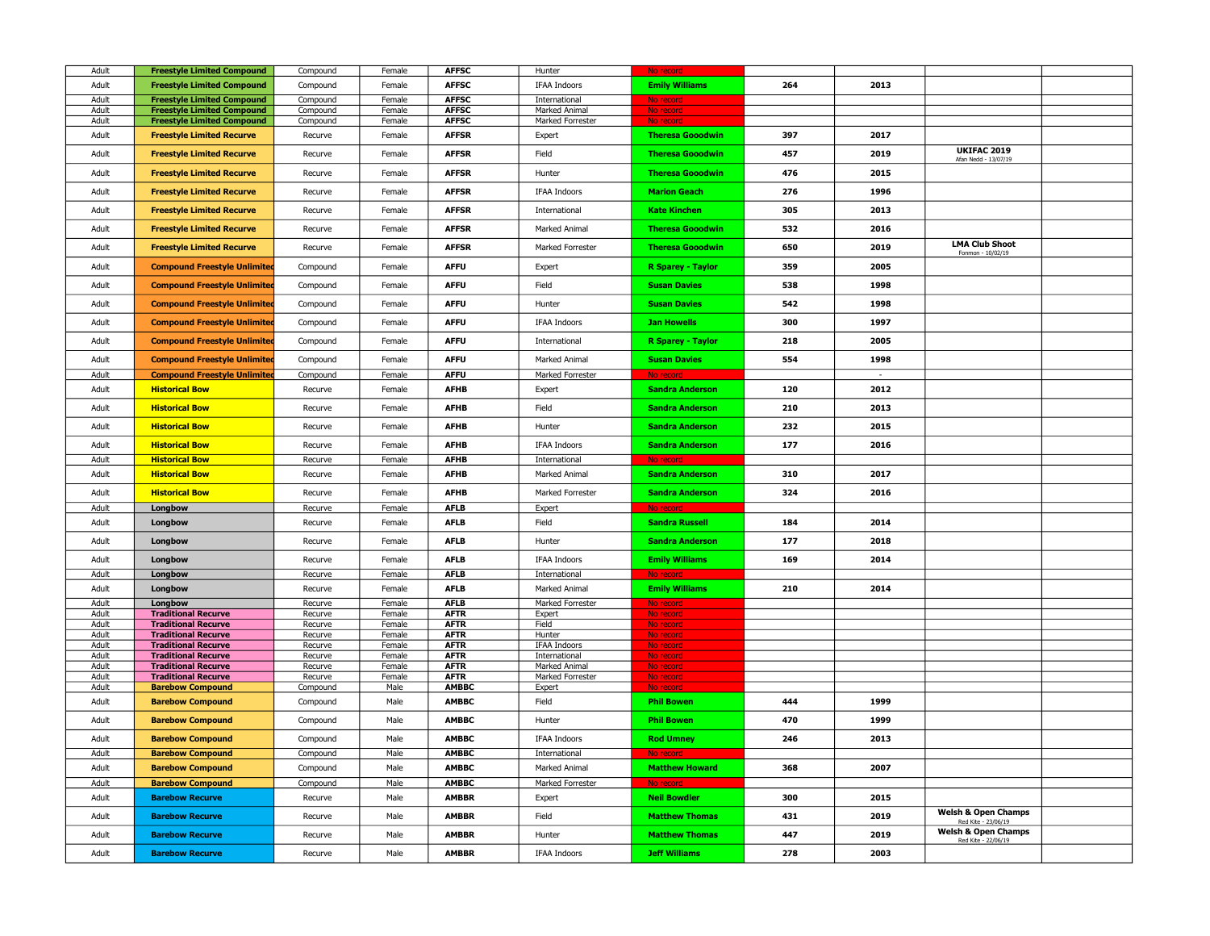| Adult | Freestyle Limited Compound | Compound | Female | AFFSC | Hunter | No record | | | | |
|---|---|---|---|---|---|---|---|---|---|---|
| Adult | **Freestyle Limited Compound** | Compound | Female | **AFFSC** | IFAA Indoors | **Emily Williams** | **264** | **2013** | | |
| Adult | **Freestyle Limited Compound** | Compound | Female | **AFFSC** | International | No record | | | | |
| Adult | **Freestyle Limited Compound** | Compound | Female | **AFFSC** | Marked Animal | No record | | | | |
| Adult | **Freestyle Limited Compound** | Compound | Female | **AFFSC** | Marked Forrester | No record | | | | |
| Adult | **Freestyle Limited Recurve** | Recurve | Female | **AFFSR** | Expert | **Theresa Gooodwin** | **397** | **2017** | | |
| Adult | **Freestyle Limited Recurve** | Recurve | Female | **AFFSR** | Field | **Theresa Gooodwin** | **457** | **2019** | **UKIFAC 2019** Afan Nedd - 13/07/19 | |
| Adult | **Freestyle Limited Recurve** | Recurve | Female | **AFFSR** | Hunter | **Theresa Gooodwin** | **476** | **2015** | | |
| Adult | **Freestyle Limited Recurve** | Recurve | Female | **AFFSR** | IFAA Indoors | **Marion Geach** | **276** | **1996** | | |
| Adult | **Freestyle Limited Recurve** | Recurve | Female | **AFFSR** | International | **Kate Kinchen** | **305** | **2013** | | |
| Adult | **Freestyle Limited Recurve** | Recurve | Female | **AFFSR** | Marked Animal | **Theresa Gooodwin** | **532** | **2016** | | |
| Adult | **Freestyle Limited Recurve** | Recurve | Female | **AFFSR** | Marked Forrester | **Theresa Gooodwin** | **650** | **2019** | **LMA Club Shoot** Fonmon - 10/02/19 | |
| Adult | **Compound Freestyle Unlimited** | Compound | Female | **AFFU** | Expert | **R Sparey - Taylor** | **359** | **2005** | | |
| Adult | **Compound Freestyle Unlimited** | Compound | Female | **AFFU** | Field | **Susan Davies** | **538** | **1998** | | |
| Adult | **Compound Freestyle Unlimited** | Compound | Female | **AFFU** | Hunter | **Susan Davies** | **542** | **1998** | | |
| Adult | **Compound Freestyle Unlimited** | Compound | Female | **AFFU** | IFAA Indoors | **Jan Howells** | **300** | **1997** | | |
| Adult | **Compound Freestyle Unlimited** | Compound | Female | **AFFU** | International | **R Sparey - Taylor** | **218** | **2005** | | |
| Adult | **Compound Freestyle Unlimited** | Compound | Female | **AFFU** | Marked Animal | **Susan Davies** | **554** | **1998** | | |
| Adult | **Compound Freestyle Unlimited** | Compound | Female | **AFFU** | Marked Forrester | No record | | - | | |
| Adult | **Historical Bow** | Recurve | Female | **AFHB** | Expert | **Sandra Anderson** | **120** | **2012** | | |
| Adult | **Historical Bow** | Recurve | Female | **AFHB** | Field | **Sandra Anderson** | **210** | **2013** | | |
| Adult | **Historical Bow** | Recurve | Female | **AFHB** | Hunter | **Sandra Anderson** | **232** | **2015** | | |
| Adult | **Historical Bow** | Recurve | Female | **AFHB** | IFAA Indoors | **Sandra Anderson** | **177** | **2016** | | |
| Adult | **Historical Bow** | Recurve | Female | **AFHB** | International | No record | | | | |
| Adult | **Historical Bow** | Recurve | Female | **AFHB** | Marked Animal | **Sandra Anderson** | **310** | **2017** | | |
| Adult | **Historical Bow** | Recurve | Female | **AFHB** | Marked Forrester | **Sandra Anderson** | **324** | **2016** | | |
| Adult | **Longbow** | Recurve | Female | **AFLB** | Expert | No record | | | | |
| Adult | **Longbow** | Recurve | Female | **AFLB** | Field | **Sandra Russell** | **184** | **2014** | | |
| Adult | **Longbow** | Recurve | Female | **AFLB** | Hunter | **Sandra Anderson** | **177** | **2018** | | |
| Adult | **Longbow** | Recurve | Female | **AFLB** | IFAA Indoors | **Emily Williams** | **169** | **2014** | | |
| Adult | **Longbow** | Recurve | Female | **AFLB** | International | No record | | | | |
| Adult | **Longbow** | Recurve | Female | **AFLB** | Marked Animal | **Emily Williams** | **210** | **2014** | | |
| Adult | **Longbow** | Recurve | Female | **AFLB** | Marked Forrester | No record | | | | |
| Adult | **Traditional Recurve** | Recurve | Female | **AFTR** | Expert | No record | | | | |
| Adult | **Traditional Recurve** | Recurve | Female | **AFTR** | Field | No record | | | | |
| Adult | **Traditional Recurve** | Recurve | Female | **AFTR** | Hunter | No record | | | | |
| Adult | **Traditional Recurve** | Recurve | Female | **AFTR** | IFAA Indoors | No record | | | | |
| Adult | **Traditional Recurve** | Recurve | Female | **AFTR** | International | No record | | | | |
| Adult | **Traditional Recurve** | Recurve | Female | **AFTR** | Marked Animal | No record | | | | |
| Adult | **Traditional Recurve** | Recurve | Female | **AFTR** | Marked Forrester | No record | | | | |
| Adult | **Barebow Compound** | Compound | Male | **AMBBC** | Expert | No record | | | | |
| Adult | **Barebow Compound** | Compound | Male | **AMBBC** | Field | **Phil Bowen** | **444** | **1999** | | |
| Adult | **Barebow Compound** | Compound | Male | **AMBBC** | Hunter | **Phil Bowen** | **470** | **1999** | | |
| Adult | **Barebow Compound** | Compound | Male | **AMBBC** | IFAA Indoors | **Rod Umney** | **246** | **2013** | | |
| Adult | **Barebow Compound** | Compound | Male | **AMBBC** | International | No record | | | | |
| Adult | **Barebow Compound** | Compound | Male | **AMBBC** | Marked Animal | **Matthew Howard** | **368** | **2007** | | |
| Adult | **Barebow Compound** | Compound | Male | **AMBBC** | Marked Forrester | No record | | | | |
| Adult | **Barebow Recurve** | Recurve | Male | **AMBBR** | Expert | **Neil Bowdler** | **300** | **2015** | | |
| Adult | **Barebow Recurve** | Recurve | Male | **AMBBR** | Field | **Matthew Thomas** | **431** | **2019** | **Welsh & Open Champs** Red Kite - 23/06/19 | |
| Adult | **Barebow Recurve** | Recurve | Male | **AMBBR** | Hunter | **Matthew Thomas** | **447** | **2019** | **Welsh & Open Champs** Red Kite - 22/06/19 | |
| Adult | **Barebow Recurve** | Recurve | Male | **AMBBR** | IFAA Indoors | **Jeff Williams** | **278** | **2003** | | |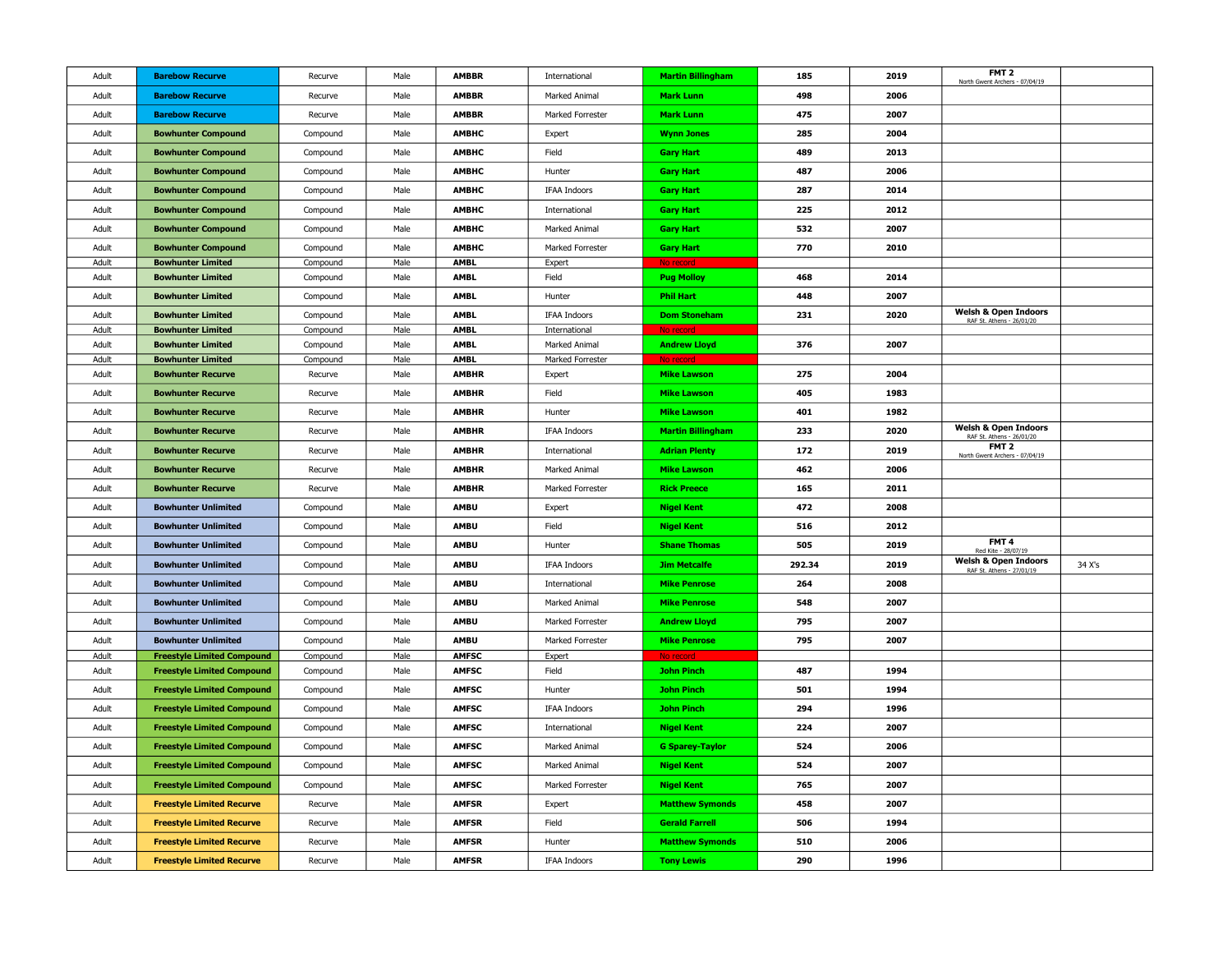| | | | | | | | | | | |
|---|---|---|---|---|---|---|---|---|---|---|
| Adult | **Barebow Recurve** | Recurve | Male | **AMBBR** | International | **Martin Billingham** | **185** | **2019** | **FMT 2** North Gwent Archers - 07/04/19 | |
| Adult | **Barebow Recurve** | Recurve | Male | **AMBBR** | Marked Animal | **Mark Lunn** | **498** | **2006** | | |
| Adult | **Barebow Recurve** | Recurve | Male | **AMBBR** | Marked Forrester | **Mark Lunn** | **475** | **2007** | | |
| Adult | **Bowhunter Compound** | Compound | Male | **AMBHC** | Expert | **Wynn Jones** | **285** | **2004** | | |
| Adult | **Bowhunter Compound** | Compound | Male | **AMBHC** | Field | **Gary Hart** | **489** | **2013** | | |
| Adult | **Bowhunter Compound** | Compound | Male | **AMBHC** | Hunter | **Gary Hart** | **487** | **2006** | | |
| Adult | **Bowhunter Compound** | Compound | Male | **AMBHC** | IFAA Indoors | **Gary Hart** | **287** | **2014** | | |
| Adult | **Bowhunter Compound** | Compound | Male | **AMBHC** | International | **Gary Hart** | **225** | **2012** | | |
| Adult | **Bowhunter Compound** | Compound | Male | **AMBHC** | Marked Animal | **Gary Hart** | **532** | **2007** | | |
| Adult | **Bowhunter Compound** | Compound | Male | **AMBHC** | Marked Forrester | **Gary Hart** | **770** | **2010** | | |
| Adult | **Bowhunter Limited** | Compound | Male | **AMBL** | Expert | No record | | | | |
| Adult | **Bowhunter Limited** | Compound | Male | **AMBL** | Field | **Pug Molloy** | **468** | **2014** | | |
| Adult | **Bowhunter Limited** | Compound | Male | **AMBL** | Hunter | **Phil Hart** | **448** | **2007** | | |
| Adult | **Bowhunter Limited** | Compound | Male | **AMBL** | IFAA Indoors | **Dom Stoneham** | **231** | **2020** | **Welsh & Open Indoors** RAF St. Athens - 26/01/20 | |
| Adult | **Bowhunter Limited** | Compound | Male | **AMBL** | International | No record | | | | |
| Adult | **Bowhunter Limited** | Compound | Male | **AMBL** | Marked Animal | **Andrew Lloyd** | **376** | **2007** | | |
| Adult | **Bowhunter Limited** | Compound | Male | **AMBL** | Marked Forrester | No record | | | | |
| Adult | **Bowhunter Recurve** | Recurve | Male | **AMBHR** | Expert | **Mike Lawson** | **275** | **2004** | | |
| Adult | **Bowhunter Recurve** | Recurve | Male | **AMBHR** | Field | **Mike Lawson** | **405** | **1983** | | |
| Adult | **Bowhunter Recurve** | Recurve | Male | **AMBHR** | Hunter | **Mike Lawson** | **401** | **1982** | | |
| Adult | **Bowhunter Recurve** | Recurve | Male | **AMBHR** | IFAA Indoors | **Martin Billingham** | **233** | **2020** | **Welsh & Open Indoors** RAF St. Athens - 26/01/20 | |
| Adult | **Bowhunter Recurve** | Recurve | Male | **AMBHR** | International | **Adrian Plenty** | **172** | **2019** | **FMT 2** North Gwent Archers - 07/04/19 | |
| Adult | **Bowhunter Recurve** | Recurve | Male | **AMBHR** | Marked Animal | **Mike Lawson** | **462** | **2006** | | |
| Adult | **Bowhunter Recurve** | Recurve | Male | **AMBHR** | Marked Forrester | **Rick Preece** | **165** | **2011** | | |
| Adult | **Bowhunter Unlimited** | Compound | Male | **AMBU** | Expert | **Nigel Kent** | **472** | **2008** | | |
| Adult | **Bowhunter Unlimited** | Compound | Male | **AMBU** | Field | **Nigel Kent** | **516** | **2012** | | |
| Adult | **Bowhunter Unlimited** | Compound | Male | **AMBU** | Hunter | **Shane Thomas** | **505** | **2019** | **FMT 4** Red Kite - 28/07/19 | |
| Adult | **Bowhunter Unlimited** | Compound | Male | **AMBU** | IFAA Indoors | **Jim Metcalfe** | **292.34** | **2019** | **Welsh & Open Indoors** RAF St. Athens - 27/01/19 | 34 X's |
| Adult | **Bowhunter Unlimited** | Compound | Male | **AMBU** | International | **Mike Penrose** | **264** | **2008** | | |
| Adult | **Bowhunter Unlimited** | Compound | Male | **AMBU** | Marked Animal | **Mike Penrose** | **548** | **2007** | | |
| Adult | **Bowhunter Unlimited** | Compound | Male | **AMBU** | Marked Forrester | **Andrew Lloyd** | **795** | **2007** | | |
| Adult | **Bowhunter Unlimited** | Compound | Male | **AMBU** | Marked Forrester | **Mike Penrose** | **795** | **2007** | | |
| Adult | **Freestyle Limited Compound** | Compound | Male | **AMFSC** | Expert | No record | | | | |
| Adult | **Freestyle Limited Compound** | Compound | Male | **AMFSC** | Field | **John Pinch** | **487** | **1994** | | |
| Adult | **Freestyle Limited Compound** | Compound | Male | **AMFSC** | Hunter | **John Pinch** | **501** | **1994** | | |
| Adult | **Freestyle Limited Compound** | Compound | Male | **AMFSC** | IFAA Indoors | **John Pinch** | **294** | **1996** | | |
| Adult | **Freestyle Limited Compound** | Compound | Male | **AMFSC** | International | **Nigel Kent** | **224** | **2007** | | |
| Adult | **Freestyle Limited Compound** | Compound | Male | **AMFSC** | Marked Animal | **G Sparey-Taylor** | **524** | **2006** | | |
| Adult | **Freestyle Limited Compound** | Compound | Male | **AMFSC** | Marked Animal | **Nigel Kent** | **524** | **2007** | | |
| Adult | **Freestyle Limited Compound** | Compound | Male | **AMFSC** | Marked Forrester | **Nigel Kent** | **765** | **2007** | | |
| Adult | **Freestyle Limited Recurve** | Recurve | Male | **AMFSR** | Expert | **Matthew Symonds** | **458** | **2007** | | |
| Adult | **Freestyle Limited Recurve** | Recurve | Male | **AMFSR** | Field | **Gerald Farrell** | **506** | **1994** | | |
| Adult | **Freestyle Limited Recurve** | Recurve | Male | **AMFSR** | Hunter | **Matthew Symonds** | **510** | **2006** | | |
| Adult | **Freestyle Limited Recurve** | Recurve | Male | **AMFSR** | IFAA Indoors | **Tony Lewis** | **290** | **1996** | | |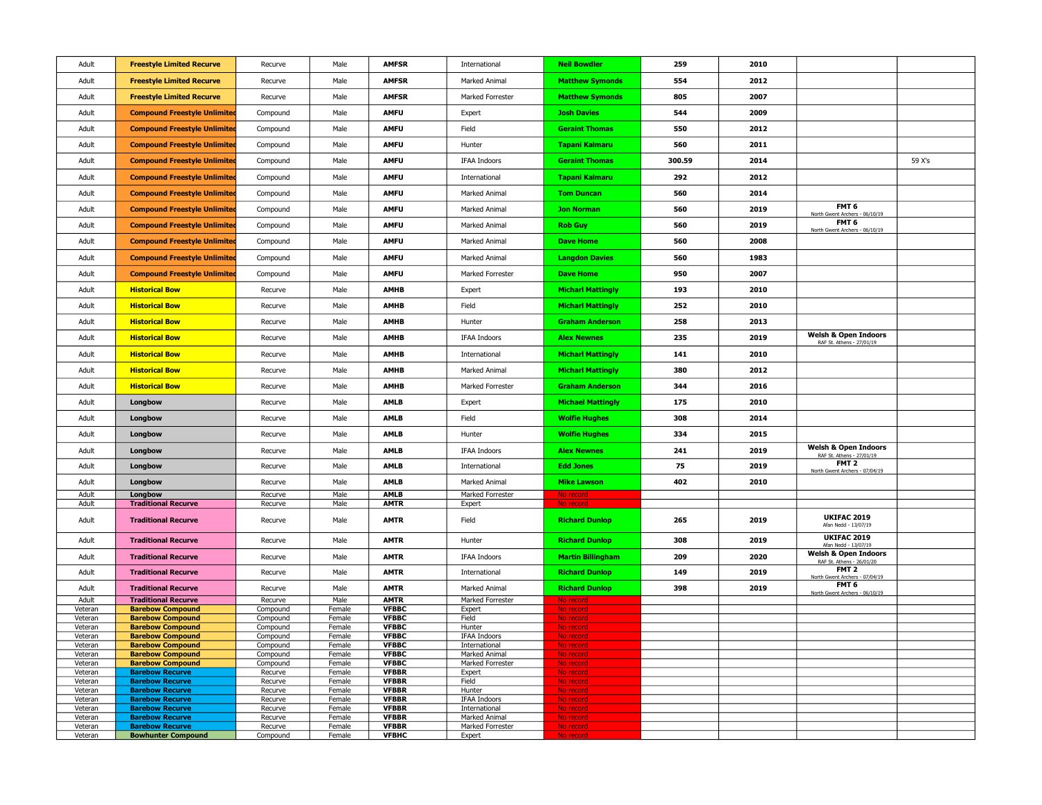| | | | | | | | | | | |
|---|---|---|---|---|---|---|---|---|---|---|
| Adult | **Freestyle Limited Recurve** | Recurve | Male | **AMFSR** | International | **Neil Bowdler** | **259** | **2010** | | |
| Adult | **Freestyle Limited Recurve** | Recurve | Male | **AMFSR** | Marked Animal | **Matthew Symonds** | **554** | **2012** | | |
| Adult | **Freestyle Limited Recurve** | Recurve | Male | **AMFSR** | Marked Forrester | **Matthew Symonds** | **805** | **2007** | | |
| Adult | **Compound Freestyle Unlimited** | Compound | Male | **AMFU** | Expert | **Josh Davies** | **544** | **2009** | | |
| Adult | **Compound Freestyle Unlimited** | Compound | Male | **AMFU** | Field | **Geraint Thomas** | **550** | **2012** | | |
| Adult | **Compound Freestyle Unlimited** | Compound | Male | **AMFU** | Hunter | **Tapani Kalmaru** | **560** | **2011** | | |
| Adult | **Compound Freestyle Unlimited** | Compound | Male | **AMFU** | IFAA Indoors | **Geraint Thomas** | **300.59** | **2014** | | 59 X's |
| Adult | **Compound Freestyle Unlimited** | Compound | Male | **AMFU** | International | **Tapani Kalmaru** | **292** | **2012** | | |
| Adult | **Compound Freestyle Unlimited** | Compound | Male | **AMFU** | Marked Animal | **Tom Duncan** | **560** | **2014** | | |
| Adult | **Compound Freestyle Unlimited** | Compound | Male | **AMFU** | Marked Animal | **Jon Norman** | **560** | **2019** | **FMT 6** North Gwent Archers - 06/10/19 | |
| Adult | **Compound Freestyle Unlimited** | Compound | Male | **AMFU** | Marked Animal | **Rob Guy** | **560** | **2019** | **FMT 6** North Gwent Archers - 06/10/19 | |
| Adult | **Compound Freestyle Unlimited** | Compound | Male | **AMFU** | Marked Animal | **Dave Home** | **560** | **2008** | | |
| Adult | **Compound Freestyle Unlimited** | Compound | Male | **AMFU** | Marked Animal | **Langdon Davies** | **560** | **1983** | | |
| Adult | **Compound Freestyle Unlimited** | Compound | Male | **AMFU** | Marked Forrester | **Dave Home** | **950** | **2007** | | |
| Adult | **Historical Bow** | Recurve | Male | **AMHB** | Expert | **Micharl Mattingly** | **193** | **2010** | | |
| Adult | **Historical Bow** | Recurve | Male | **AMHB** | Field | **Micharl Mattingly** | **252** | **2010** | | |
| Adult | **Historical Bow** | Recurve | Male | **AMHB** | Hunter | **Graham Anderson** | **258** | **2013** | | |
| Adult | **Historical Bow** | Recurve | Male | **AMHB** | IFAA Indoors | **Alex Newnes** | **235** | **2019** | **Welsh & Open Indoors** RAF St. Athens - 27/01/19 | |
| Adult | **Historical Bow** | Recurve | Male | **AMHB** | International | **Micharl Mattingly** | **141** | **2010** | | |
| Adult | **Historical Bow** | Recurve | Male | **AMHB** | Marked Animal | **Micharl Mattingly** | **380** | **2012** | | |
| Adult | **Historical Bow** | Recurve | Male | **AMHB** | Marked Forrester | **Graham Anderson** | **344** | **2016** | | |
| Adult | **Longbow** | Recurve | Male | **AMLB** | Expert | **Michael Mattingly** | **175** | **2010** | | |
| Adult | **Longbow** | Recurve | Male | **AMLB** | Field | **Wolfie Hughes** | **308** | **2014** | | |
| Adult | **Longbow** | Recurve | Male | **AMLB** | Hunter | **Wolfie Hughes** | **334** | **2015** | | |
| Adult | **Longbow** | Recurve | Male | **AMLB** | IFAA Indoors | **Alex Newnes** | **241** | **2019** | **Welsh & Open Indoors** RAF St. Athens - 27/01/19 | |
| Adult | **Longbow** | Recurve | Male | **AMLB** | International | **Edd Jones** | **75** | **2019** | **FMT 2** North Gwent Archers - 07/04/19 | |
| Adult | **Longbow** | Recurve | Male | **AMLB** | Marked Animal | **Mike Lawson** | **402** | **2010** | | |
| Adult | **Longbow** | Recurve | Male | **AMLB** | Marked Forrester | No record | | | | |
| Adult | **Traditional Recurve** | Recurve | Male | **AMTR** | Expert | No record | | | | |
| Adult | **Traditional Recurve** | Recurve | Male | **AMTR** | Field | **Richard Dunlop** | **265** | **2019** | **UKIFAC 2019** Afan Nedd - 13/07/19 | |
| Adult | **Traditional Recurve** | Recurve | Male | **AMTR** | Hunter | **Richard Dunlop** | **308** | **2019** | **UKIFAC 2019** Afan Nedd - 13/07/19 | |
| Adult | **Traditional Recurve** | Recurve | Male | **AMTR** | IFAA Indoors | **Martin Billingham** | **209** | **2020** | **Welsh & Open Indoors** RAF St. Athens - 26/01/20 | |
| Adult | **Traditional Recurve** | Recurve | Male | **AMTR** | International | **Richard Dunlop** | **149** | **2019** | **FMT 2** North Gwent Archers - 07/04/19 | |
| Adult | **Traditional Recurve** | Recurve | Male | **AMTR** | Marked Animal | **Richard Dunlop** | **398** | **2019** | **FMT 6** North Gwent Archers - 06/10/19 | |
| Adult | **Traditional Recurve** | Recurve | Male | **AMTR** | Marked Forrester | No record | | | | |
| Veteran | **Barebow Compound** | Compound | Female | **VFBBC** | Expert | No record | | | | |
| Veteran | **Barebow Compound** | Compound | Female | **VFBBC** | Field | No record | | | | |
| Veteran | **Barebow Compound** | Compound | Female | **VFBBC** | Hunter | No record | | | | |
| Veteran | **Barebow Compound** | Compound | Female | **VFBBC** | IFAA Indoors | No record | | | | |
| Veteran | **Barebow Compound** | Compound | Female | **VFBBC** | International | No record | | | | |
| Veteran | **Barebow Compound** | Compound | Female | **VFBBC** | Marked Animal | No record | | | | |
| Veteran | **Barebow Compound** | Compound | Female | **VFBBC** | Marked Forrester | No record | | | | |
| Veteran | **Barebow Recurve** | Recurve | Female | **VFBBR** | Expert | No record | | | | |
| Veteran | **Barebow Recurve** | Recurve | Female | **VFBBR** | Field | No record | | | | |
| Veteran | **Barebow Recurve** | Recurve | Female | **VFBBR** | Hunter | No record | | | | |
| Veteran | **Barebow Recurve** | Recurve | Female | **VFBBR** | IFAA Indoors | No record | | | | |
| Veteran | **Barebow Recurve** | Recurve | Female | **VFBBR** | International | No record | | | | |
| Veteran | **Barebow Recurve** | Recurve | Female | **VFBBR** | Marked Animal | No record | | | | |
| Veteran | **Barebow Recurve** | Recurve | Female | **VFBBR** | Marked Forrester | No record | | | | |
| Veteran | **Bowhunter Compound** | Compound | Female | **VFBHC** | Expert | No record | | | | |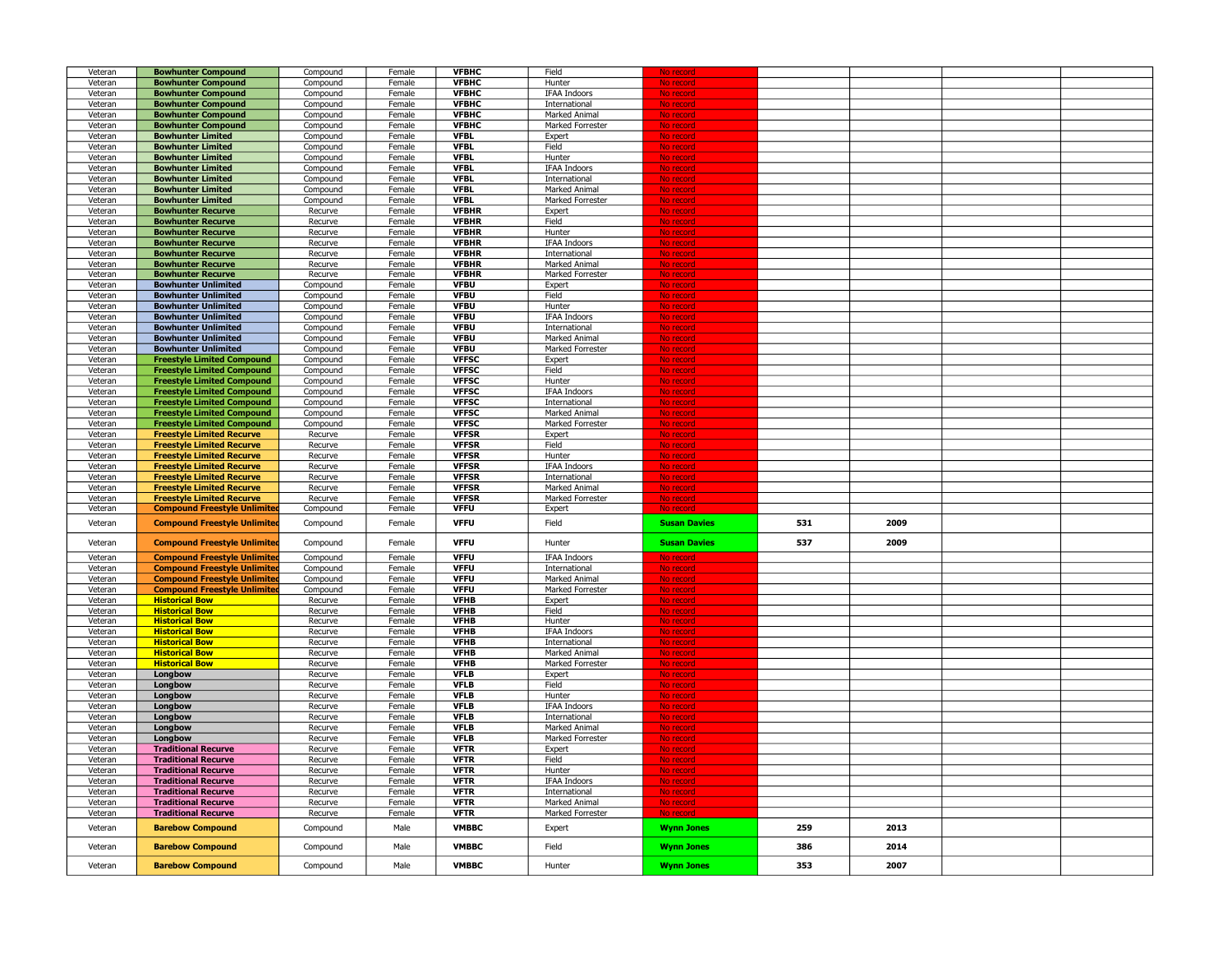| | | | | | | | | | | |
|---|---|---|---|---|---|---|---|---|---|---|
| Veteran | **Bowhunter Compound** | Compound | Female | **VFBHC** | Field | No record | | | | |
| Veteran | **Bowhunter Compound** | Compound | Female | **VFBHC** | Hunter | No record | | | | |
| Veteran | **Bowhunter Compound** | Compound | Female | **VFBHC** | IFAA Indoors | No record | | | | |
| Veteran | **Bowhunter Compound** | Compound | Female | **VFBHC** | International | No record | | | | |
| Veteran | **Bowhunter Compound** | Compound | Female | **VFBHC** | Marked Animal | No record | | | | |
| Veteran | **Bowhunter Compound** | Compound | Female | **VFBHC** | Marked Forrester | No record | | | | |
| Veteran | **Bowhunter Limited** | Compound | Female | **VFBL** | Expert | No record | | | | |
| Veteran | **Bowhunter Limited** | Compound | Female | **VFBL** | Field | No record | | | | |
| Veteran | **Bowhunter Limited** | Compound | Female | **VFBL** | Hunter | No record | | | | |
| Veteran | **Bowhunter Limited** | Compound | Female | **VFBL** | IFAA Indoors | No record | | | | |
| Veteran | **Bowhunter Limited** | Compound | Female | **VFBL** | International | No record | | | | |
| Veteran | **Bowhunter Limited** | Compound | Female | **VFBL** | Marked Animal | No record | | | | |
| Veteran | **Bowhunter Limited** | Compound | Female | **VFBL** | Marked Forrester | No record | | | | |
| Veteran | **Bowhunter Recurve** | Recurve | Female | **VFBHR** | Expert | No record | | | | |
| Veteran | **Bowhunter Recurve** | Recurve | Female | **VFBHR** | Field | No record | | | | |
| Veteran | **Bowhunter Recurve** | Recurve | Female | **VFBHR** | Hunter | No record | | | | |
| Veteran | **Bowhunter Recurve** | Recurve | Female | **VFBHR** | IFAA Indoors | No record | | | | |
| Veteran | **Bowhunter Recurve** | Recurve | Female | **VFBHR** | International | No record | | | | |
| Veteran | **Bowhunter Recurve** | Recurve | Female | **VFBHR** | Marked Animal | No record | | | | |
| Veteran | **Bowhunter Recurve** | Recurve | Female | **VFBHR** | Marked Forrester | No record | | | | |
| Veteran | **Bowhunter Unlimited** | Compound | Female | **VFBU** | Expert | No record | | | | |
| Veteran | **Bowhunter Unlimited** | Compound | Female | **VFBU** | Field | No record | | | | |
| Veteran | **Bowhunter Unlimited** | Compound | Female | **VFBU** | Hunter | No record | | | | |
| Veteran | **Bowhunter Unlimited** | Compound | Female | **VFBU** | IFAA Indoors | No record | | | | |
| Veteran | **Bowhunter Unlimited** | Compound | Female | **VFBU** | International | No record | | | | |
| Veteran | **Bowhunter Unlimited** | Compound | Female | **VFBU** | Marked Animal | No record | | | | |
| Veteran | **Bowhunter Unlimited** | Compound | Female | **VFBU** | Marked Forrester | No record | | | | |
| Veteran | **Freestyle Limited Compound** | Compound | Female | **VFFSC** | Expert | No record | | | | |
| Veteran | **Freestyle Limited Compound** | Compound | Female | **VFFSC** | Field | No record | | | | |
| Veteran | **Freestyle Limited Compound** | Compound | Female | **VFFSC** | Hunter | No record | | | | |
| Veteran | **Freestyle Limited Compound** | Compound | Female | **VFFSC** | IFAA Indoors | No record | | | | |
| Veteran | **Freestyle Limited Compound** | Compound | Female | **VFFSC** | International | No record | | | | |
| Veteran | **Freestyle Limited Compound** | Compound | Female | **VFFSC** | Marked Animal | No record | | | | |
| Veteran | **Freestyle Limited Compound** | Compound | Female | **VFFSC** | Marked Forrester | No record | | | | |
| Veteran | **Freestyle Limited Recurve** | Recurve | Female | **VFFSR** | Expert | No record | | | | |
| Veteran | **Freestyle Limited Recurve** | Recurve | Female | **VFFSR** | Field | No record | | | | |
| Veteran | **Freestyle Limited Recurve** | Recurve | Female | **VFFSR** | Hunter | No record | | | | |
| Veteran | **Freestyle Limited Recurve** | Recurve | Female | **VFFSR** | IFAA Indoors | No record | | | | |
| Veteran | **Freestyle Limited Recurve** | Recurve | Female | **VFFSR** | International | No record | | | | |
| Veteran | **Freestyle Limited Recurve** | Recurve | Female | **VFFSR** | Marked Animal | No record | | | | |
| Veteran | **Freestyle Limited Recurve** | Recurve | Female | **VFFSR** | Marked Forrester | No record | | | | |
| Veteran | **Compound Freestyle Unlimited** | Compound | Female | **VFFU** | Expert | No record | | | | |
| Veteran | **Compound Freestyle Unlimited** | Compound | Female | **VFFU** | Field | **Susan Davies** | 531 | 2009 | | |
| Veteran | **Compound Freestyle Unlimited** | Compound | Female | **VFFU** | Hunter | **Susan Davies** | 537 | 2009 | | |
| Veteran | **Compound Freestyle Unlimited** | Compound | Female | **VFFU** | IFAA Indoors | No record | | | | |
| Veteran | **Compound Freestyle Unlimited** | Compound | Female | **VFFU** | International | No record | | | | |
| Veteran | **Compound Freestyle Unlimited** | Compound | Female | **VFFU** | Marked Animal | No record | | | | |
| Veteran | **Compound Freestyle Unlimited** | Compound | Female | **VFFU** | Marked Forrester | No record | | | | |
| Veteran | **Historical Bow** | Recurve | Female | **VFHB** | Expert | No record | | | | |
| Veteran | **Historical Bow** | Recurve | Female | **VFHB** | Field | No record | | | | |
| Veteran | **Historical Bow** | Recurve | Female | **VFHB** | Hunter | No record | | | | |
| Veteran | **Historical Bow** | Recurve | Female | **VFHB** | IFAA Indoors | No record | | | | |
| Veteran | **Historical Bow** | Recurve | Female | **VFHB** | International | No record | | | | |
| Veteran | **Historical Bow** | Recurve | Female | **VFHB** | Marked Animal | No record | | | | |
| Veteran | **Historical Bow** | Recurve | Female | **VFHB** | Marked Forrester | No record | | | | |
| Veteran | **Longbow** | Recurve | Female | **VFLB** | Expert | No record | | | | |
| Veteran | **Longbow** | Recurve | Female | **VFLB** | Field | No record | | | | |
| Veteran | **Longbow** | Recurve | Female | **VFLB** | Hunter | No record | | | | |
| Veteran | **Longbow** | Recurve | Female | **VFLB** | IFAA Indoors | No record | | | | |
| Veteran | **Longbow** | Recurve | Female | **VFLB** | International | No record | | | | |
| Veteran | **Longbow** | Recurve | Female | **VFLB** | Marked Animal | No record | | | | |
| Veteran | **Longbow** | Recurve | Female | **VFLB** | Marked Forrester | No record | | | | |
| Veteran | **Traditional Recurve** | Recurve | Female | **VFTR** | Expert | No record | | | | |
| Veteran | **Traditional Recurve** | Recurve | Female | **VFTR** | Field | No record | | | | |
| Veteran | **Traditional Recurve** | Recurve | Female | **VFTR** | Hunter | No record | | | | |
| Veteran | **Traditional Recurve** | Recurve | Female | **VFTR** | IFAA Indoors | No record | | | | |
| Veteran | **Traditional Recurve** | Recurve | Female | **VFTR** | International | No record | | | | |
| Veteran | **Traditional Recurve** | Recurve | Female | **VFTR** | Marked Animal | No record | | | | |
| Veteran | **Traditional Recurve** | Recurve | Female | **VFTR** | Marked Forrester | No record | | | | |
| Veteran | **Barebow Compound** | Compound | Male | **VMBBC** | Expert | **Wynn Jones** | 259 | 2013 | | |
| Veteran | **Barebow Compound** | Compound | Male | **VMBBC** | Field | **Wynn Jones** | 386 | 2014 | | |
| Veteran | **Barebow Compound** | Compound | Male | **VMBBC** | Hunter | **Wynn Jones** | 353 | 2007 | | |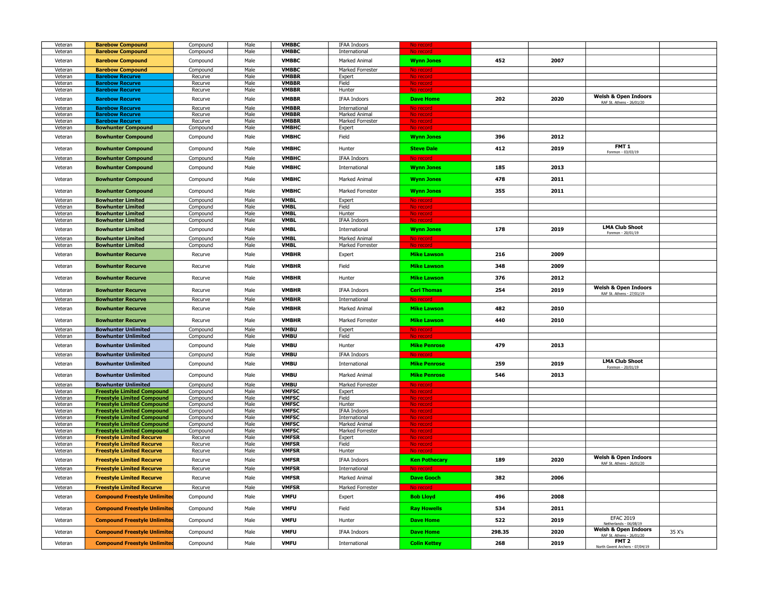| | | | | | | | | | | |
|---|---|---|---|---|---|---|---|---|---|---|
| Veteran | **Barebow Compound** | Compound | Male | **VMBBC** | IFAA Indoors | No record | | | | |
| Veteran | **Barebow Compound** | Compound | Male | **VMBBC** | International | No record | | | | |
| Veteran | **Barebow Compound** | Compound | Male | **VMBBC** | Marked Animal | **Wynn Jones** | **452** | **2007** | | |
| Veteran | **Barebow Compound** | Compound | Male | **VMBBC** | Marked Forrester | No record | | | | |
| Veteran | **Barebow Recurve** | Recurve | Male | **VMBBR** | Expert | No record | | | | |
| Veteran | **Barebow Recurve** | Recurve | Male | **VMBBR** | Field | No record | | | | |
| Veteran | **Barebow Recurve** | Recurve | Male | **VMBBR** | Hunter | No record | | | | |
| Veteran | **Barebow Recurve** | Recurve | Male | **VMBBR** | IFAA Indoors | **Dave Home** | **202** | **2020** | **Welsh & Open Indoors** RAF St. Athens - 26/01/20 | |
| Veteran | **Barebow Recurve** | Recurve | Male | **VMBBR** | International | No record | | | | |
| Veteran | **Barebow Recurve** | Recurve | Male | **VMBBR** | Marked Animal | No record | | | | |
| Veteran | **Barebow Recurve** | Recurve | Male | **VMBBR** | Marked Forrester | No record | | | | |
| Veteran | **Bowhunter Compound** | Compound | Male | **VMBHC** | Expert | No record | | | | |
| Veteran | **Bowhunter Compound** | Compound | Male | **VMBHC** | Field | **Wynn Jones** | **396** | **2012** | | |
| Veteran | **Bowhunter Compound** | Compound | Male | **VMBHC** | Hunter | **Steve Dale** | **412** | **2019** | **FMT 1** Fonmon - 03/03/19 | |
| Veteran | **Bowhunter Compound** | Compound | Male | **VMBHC** | IFAA Indoors | No record | | | | |
| Veteran | **Bowhunter Compound** | Compound | Male | **VMBHC** | International | **Wynn Jones** | **185** | **2013** | | |
| Veteran | **Bowhunter Compound** | Compound | Male | **VMBHC** | Marked Animal | **Wynn Jones** | **478** | **2011** | | |
| Veteran | **Bowhunter Compound** | Compound | Male | **VMBHC** | Marked Forrester | **Wynn Jones** | **355** | **2011** | | |
| Veteran | **Bowhunter Limited** | Compound | Male | **VMBL** | Expert | No record | | | | |
| Veteran | **Bowhunter Limited** | Compound | Male | **VMBL** | Field | No record | | | | |
| Veteran | **Bowhunter Limited** | Compound | Male | **VMBL** | Hunter | No record | | | | |
| Veteran | **Bowhunter Limited** | Compound | Male | **VMBL** | IFAA Indoors | No record | | | | |
| Veteran | **Bowhunter Limited** | Compound | Male | **VMBL** | International | **Wynn Jones** | **178** | **2019** | **LMA Club Shoot** Fonmon - 20/01/19 | |
| Veteran | **Bowhunter Limited** | Compound | Male | **VMBL** | Marked Animal | No record | | | | |
| Veteran | **Bowhunter Limited** | Compound | Male | **VMBL** | Marked Forrester | No record | | | | |
| Veteran | **Bowhunter Recurve** | Recurve | Male | **VMBHR** | Expert | **Mike Lawson** | **216** | **2009** | | |
| Veteran | **Bowhunter Recurve** | Recurve | Male | **VMBHR** | Field | **Mike Lawson** | **348** | **2009** | | |
| Veteran | **Bowhunter Recurve** | Recurve | Male | **VMBHR** | Hunter | **Mike Lawson** | **376** | **2012** | | |
| Veteran | **Bowhunter Recurve** | Recurve | Male | **VMBHR** | IFAA Indoors | **Ceri Thomas** | **254** | **2019** | **Welsh & Open Indoors** RAF St. Athens - 27/01/19 | |
| Veteran | **Bowhunter Recurve** | Recurve | Male | **VMBHR** | International | No record | | | | |
| Veteran | **Bowhunter Recurve** | Recurve | Male | **VMBHR** | Marked Animal | **Mike Lawson** | **482** | **2010** | | |
| Veteran | **Bowhunter Recurve** | Recurve | Male | **VMBHR** | Marked Forrester | **Mike Lawson** | **440** | **2010** | | |
| Veteran | **Bowhunter Unlimited** | Compound | Male | **VMBU** | Expert | No record | | | | |
| Veteran | **Bowhunter Unlimited** | Compound | Male | **VMBU** | Field | No record | | | | |
| Veteran | **Bowhunter Unlimited** | Compound | Male | **VMBU** | Hunter | **Mike Penrose** | **479** | **2013** | | |
| Veteran | **Bowhunter Unlimited** | Compound | Male | **VMBU** | IFAA Indoors | No record | | | | |
| Veteran | **Bowhunter Unlimited** | Compound | Male | **VMBU** | International | **Mike Penrose** | **259** | **2019** | **LMA Club Shoot** Fonmon - 20/01/19 | |
| Veteran | **Bowhunter Unlimited** | Compound | Male | **VMBU** | Marked Animal | **Mike Penrose** | **546** | **2013** | | |
| Veteran | **Bowhunter Unlimited** | Compound | Male | **VMBU** | Marked Forrester | No record | | | | |
| Veteran | **Freestyle Limited Compound** | Compound | Male | **VMFSC** | Expert | No record | | | | |
| Veteran | **Freestyle Limited Compound** | Compound | Male | **VMFSC** | Field | No record | | | | |
| Veteran | **Freestyle Limited Compound** | Compound | Male | **VMFSC** | Hunter | No record | | | | |
| Veteran | **Freestyle Limited Compound** | Compound | Male | **VMFSC** | IFAA Indoors | No record | | | | |
| Veteran | **Freestyle Limited Compound** | Compound | Male | **VMFSC** | International | No record | | | | |
| Veteran | **Freestyle Limited Compound** | Compound | Male | **VMFSC** | Marked Animal | No record | | | | |
| Veteran | **Freestyle Limited Compound** | Compound | Male | **VMFSC** | Marked Forrester | No record | | | | |
| Veteran | **Freestyle Limited Recurve** | Recurve | Male | **VMFSR** | Expert | No record | | | | |
| Veteran | **Freestyle Limited Recurve** | Recurve | Male | **VMFSR** | Field | No record | | | | |
| Veteran | **Freestyle Limited Recurve** | Recurve | Male | **VMFSR** | Hunter | No record | | | | |
| Veteran | **Freestyle Limited Recurve** | Recurve | Male | **VMFSR** | IFAA Indoors | **Ken Pothecary** | **189** | **2020** | **Welsh & Open Indoors** RAF St. Athens - 26/01/20 | |
| Veteran | **Freestyle Limited Recurve** | Recurve | Male | **VMFSR** | International | No record | | | | |
| Veteran | **Freestyle Limited Recurve** | Recurve | Male | **VMFSR** | Marked Animal | **Dave Gooch** | **382** | **2006** | | |
| Veteran | **Freestyle Limited Recurve** | Recurve | Male | **VMFSR** | Marked Forrester | No record | | | | |
| Veteran | **Compound Freestyle Unlimited** | Compound | Male | **VMFU** | Expert | **Bob Lloyd** | **496** | **2008** | | |
| Veteran | **Compound Freestyle Unlimited** | Compound | Male | **VMFU** | Field | **Ray Howells** | **534** | **2011** | | |
| Veteran | **Compound Freestyle Unlimited** | Compound | Male | **VMFU** | Hunter | **Dave Home** | **522** | **2019** | EFAC 2019 Netherlands - 06/08/19 | |
| Veteran | **Compound Freestyle Unlimited** | Compound | Male | **VMFU** | IFAA Indoors | **Dave Home** | **298.35** | **2020** | **Welsh & Open Indoors** RAF St. Athens - 26/01/20 | 35 X's |
| Veteran | **Compound Freestyle Unlimited** | Compound | Male | **VMFU** | International | **Colin Kettey** | **268** | **2019** | **FMT 2** North Gwent Archers - 07/04/19 | |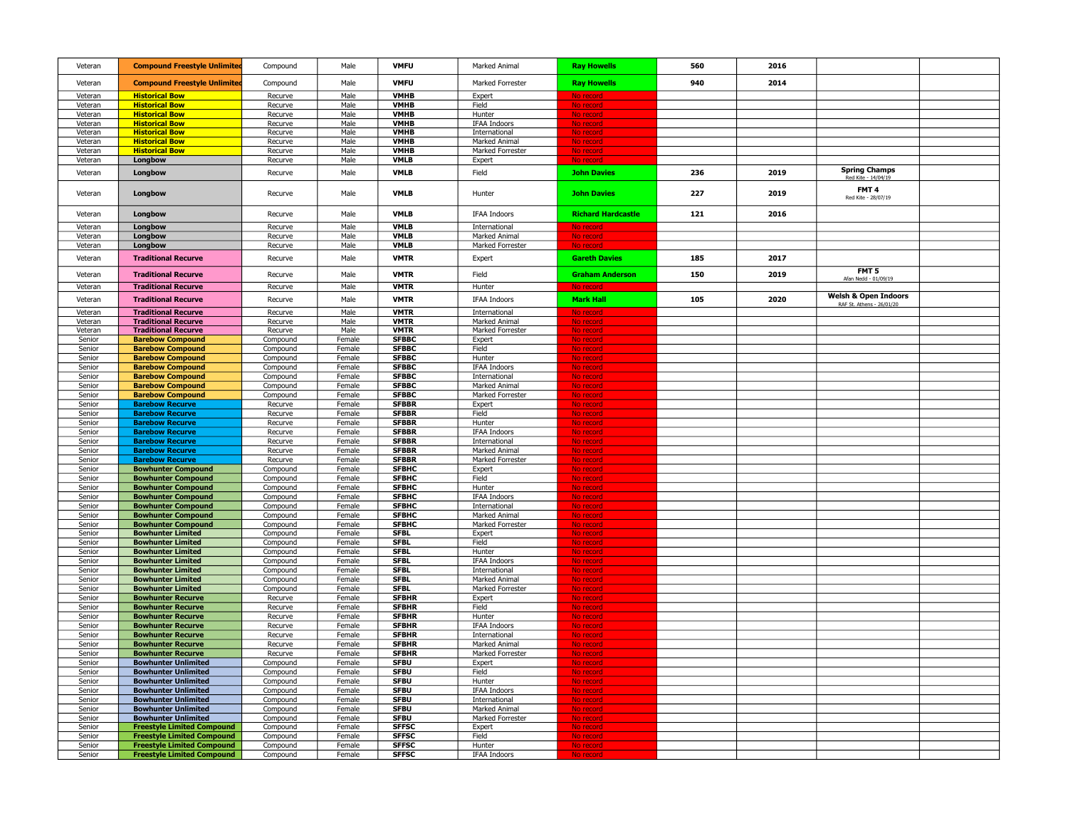| | | | | | | | | | | |
|---|---|---|---|---|---|---|---|---|---|---|
| Veteran | **Compound Freestyle Unlimited** | Compound | Male | **VMFU** | Marked Animal | **Ray Howells** | **560** | **2016** | | |
| Veteran | **Compound Freestyle Unlimited** | Compound | Male | **VMFU** | Marked Forrester | **Ray Howells** | **940** | **2014** | | |
| Veteran | **Historical Bow** | Recurve | Male | **VMHB** | Expert | No record | | | | |
| Veteran | **Historical Bow** | Recurve | Male | **VMHB** | Field | No record | | | | |
| Veteran | **Historical Bow** | Recurve | Male | **VMHB** | Hunter | No record | | | | |
| Veteran | **Historical Bow** | Recurve | Male | **VMHB** | IFAA Indoors | No record | | | | |
| Veteran | **Historical Bow** | Recurve | Male | **VMHB** | International | No record | | | | |
| Veteran | **Historical Bow** | Recurve | Male | **VMHB** | Marked Animal | No record | | | | |
| Veteran | **Historical Bow** | Recurve | Male | **VMHB** | Marked Forrester | No record | | | | |
| Veteran | **Longbow** | Recurve | Male | **VMLB** | Expert | No record | | | | |
| Veteran | **Longbow** | Recurve | Male | **VMLB** | Field | **John Davies** | **236** | **2019** | **Spring Champs** Red Kite - 14/04/19 | |
| Veteran | **Longbow** | Recurve | Male | **VMLB** | Hunter | **John Davies** | **227** | **2019** | **FMT 4** Red Kite - 28/07/19 | |
| Veteran | **Longbow** | Recurve | Male | **VMLB** | IFAA Indoors | **Richard Hardcastle** | **121** | **2016** | | |
| Veteran | **Longbow** | Recurve | Male | **VMLB** | International | No record | | | | |
| Veteran | **Longbow** | Recurve | Male | **VMLB** | Marked Animal | No record | | | | |
| Veteran | **Longbow** | Recurve | Male | **VMLB** | Marked Forrester | No record | | | | |
| Veteran | **Traditional Recurve** | Recurve | Male | **VMTR** | Expert | **Gareth Davies** | **185** | **2017** | | |
| Veteran | **Traditional Recurve** | Recurve | Male | **VMTR** | Field | **Graham Anderson** | **150** | **2019** | **FMT 5** Afan Nedd - 01/09/19 | |
| Veteran | **Traditional Recurve** | Recurve | Male | **VMTR** | Hunter | No record | | | | |
| Veteran | **Traditional Recurve** | Recurve | Male | **VMTR** | IFAA Indoors | **Mark Hall** | **105** | **2020** | **Welsh & Open Indoors** RAF St. Athens - 26/01/20 | |
| Veteran | **Traditional Recurve** | Recurve | Male | **VMTR** | International | No record | | | | |
| Veteran | **Traditional Recurve** | Recurve | Male | **VMTR** | Marked Animal | No record | | | | |
| Veteran | **Traditional Recurve** | Recurve | Male | **VMTR** | Marked Forrester | No record | | | | |
| Senior | **Barebow Compound** | Compound | Female | **SFBBC** | Expert | No record | | | | |
| Senior | **Barebow Compound** | Compound | Female | **SFBBC** | Field | No record | | | | |
| Senior | **Barebow Compound** | Compound | Female | **SFBBC** | Hunter | No record | | | | |
| Senior | **Barebow Compound** | Compound | Female | **SFBBC** | IFAA Indoors | No record | | | | |
| Senior | **Barebow Compound** | Compound | Female | **SFBBC** | International | No record | | | | |
| Senior | **Barebow Compound** | Compound | Female | **SFBBC** | Marked Animal | No record | | | | |
| Senior | **Barebow Compound** | Compound | Female | **SFBBC** | Marked Forrester | No record | | | | |
| Senior | **Barebow Recurve** | Recurve | Female | **SFBBR** | Expert | No record | | | | |
| Senior | **Barebow Recurve** | Recurve | Female | **SFBBR** | Field | No record | | | | |
| Senior | **Barebow Recurve** | Recurve | Female | **SFBBR** | Hunter | No record | | | | |
| Senior | **Barebow Recurve** | Recurve | Female | **SFBBR** | IFAA Indoors | No record | | | | |
| Senior | **Barebow Recurve** | Recurve | Female | **SFBBR** | International | No record | | | | |
| Senior | **Barebow Recurve** | Recurve | Female | **SFBBR** | Marked Animal | No record | | | | |
| Senior | **Barebow Recurve** | Recurve | Female | **SFBBR** | Marked Forrester | No record | | | | |
| Senior | **Bowhunter Compound** | Compound | Female | **SFBHC** | Expert | No record | | | | |
| Senior | **Bowhunter Compound** | Compound | Female | **SFBHC** | Field | No record | | | | |
| Senior | **Bowhunter Compound** | Compound | Female | **SFBHC** | Hunter | No record | | | | |
| Senior | **Bowhunter Compound** | Compound | Female | **SFBHC** | IFAA Indoors | No record | | | | |
| Senior | **Bowhunter Compound** | Compound | Female | **SFBHC** | International | No record | | | | |
| Senior | **Bowhunter Compound** | Compound | Female | **SFBHC** | Marked Animal | No record | | | | |
| Senior | **Bowhunter Compound** | Compound | Female | **SFBHC** | Marked Forrester | No record | | | | |
| Senior | **Bowhunter Limited** | Compound | Female | **SFBL** | Expert | No record | | | | |
| Senior | **Bowhunter Limited** | Compound | Female | **SFBL** | Field | No record | | | | |
| Senior | **Bowhunter Limited** | Compound | Female | **SFBL** | Hunter | No record | | | | |
| Senior | **Bowhunter Limited** | Compound | Female | **SFBL** | IFAA Indoors | No record | | | | |
| Senior | **Bowhunter Limited** | Compound | Female | **SFBL** | International | No record | | | | |
| Senior | **Bowhunter Limited** | Compound | Female | **SFBL** | Marked Animal | No record | | | | |
| Senior | **Bowhunter Limited** | Compound | Female | **SFBL** | Marked Forrester | No record | | | | |
| Senior | **Bowhunter Recurve** | Recurve | Female | **SFBHR** | Expert | No record | | | | |
| Senior | **Bowhunter Recurve** | Recurve | Female | **SFBHR** | Field | No record | | | | |
| Senior | **Bowhunter Recurve** | Recurve | Female | **SFBHR** | Hunter | No record | | | | |
| Senior | **Bowhunter Recurve** | Recurve | Female | **SFBHR** | IFAA Indoors | No record | | | | |
| Senior | **Bowhunter Recurve** | Recurve | Female | **SFBHR** | International | No record | | | | |
| Senior | **Bowhunter Recurve** | Recurve | Female | **SFBHR** | Marked Animal | No record | | | | |
| Senior | **Bowhunter Recurve** | Recurve | Female | **SFBHR** | Marked Forrester | No record | | | | |
| Senior | **Bowhunter Unlimited** | Compound | Female | **SFBU** | Expert | No record | | | | |
| Senior | **Bowhunter Unlimited** | Compound | Female | **SFBU** | Field | No record | | | | |
| Senior | **Bowhunter Unlimited** | Compound | Female | **SFBU** | Hunter | No record | | | | |
| Senior | **Bowhunter Unlimited** | Compound | Female | **SFBU** | IFAA Indoors | No record | | | | |
| Senior | **Bowhunter Unlimited** | Compound | Female | **SFBU** | International | No record | | | | |
| Senior | **Bowhunter Unlimited** | Compound | Female | **SFBU** | Marked Animal | No record | | | | |
| Senior | **Bowhunter Unlimited** | Compound | Female | **SFBU** | Marked Forrester | No record | | | | |
| Senior | **Freestyle Limited Compound** | Compound | Female | **SFFSC** | Expert | No record | | | | |
| Senior | **Freestyle Limited Compound** | Compound | Female | **SFFSC** | Field | No record | | | | |
| Senior | **Freestyle Limited Compound** | Compound | Female | **SFFSC** | Hunter | No record | | | | |
| Senior | **Freestyle Limited Compound** | Compound | Female | **SFFSC** | IFAA Indoors | No record | | | | |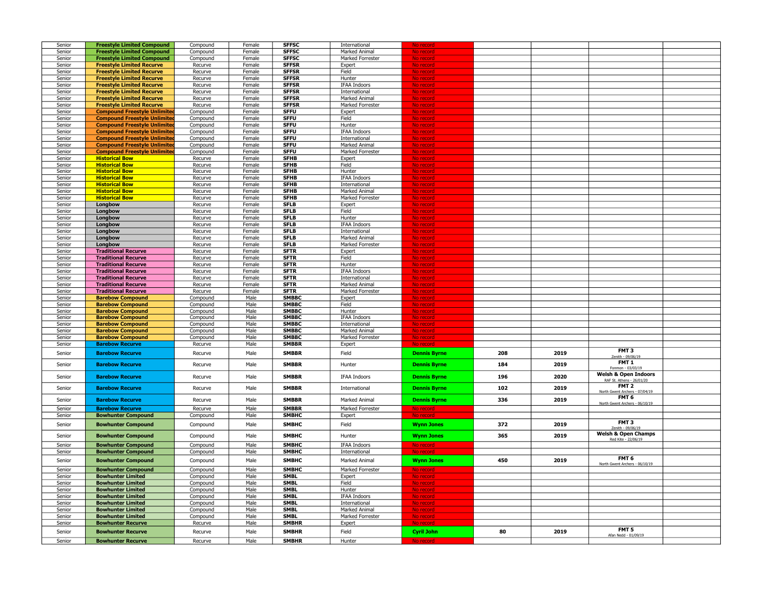| Senior | Freestyle Limited Compound | Compound | Female | SFFSC | International | No record | | | | |
|---|---|---|---|---|---|---|---|---|---|---|
| Senior | Freestyle Limited Compound | Compound | Female | SFFSC | Marked Animal | No record | | | | |
| Senior | Freestyle Limited Compound | Compound | Female | SFFSC | Marked Forrester | No record | | | | |
| Senior | Freestyle Limited Recurve | Recurve | Female | SFFSR | Expert | No record | | | | |
| Senior | Freestyle Limited Recurve | Recurve | Female | SFFSR | Field | No record | | | | |
| Senior | Freestyle Limited Recurve | Recurve | Female | SFFSR | Hunter | No record | | | | |
| Senior | Freestyle Limited Recurve | Recurve | Female | SFFSR | IFAA Indoors | No record | | | | |
| Senior | Freestyle Limited Recurve | Recurve | Female | SFFSR | International | No record | | | | |
| Senior | Freestyle Limited Recurve | Recurve | Female | SFFSR | Marked Animal | No record | | | | |
| Senior | Freestyle Limited Recurve | Recurve | Female | SFFSR | Marked Forrester | No record | | | | |
| Senior | Compound Freestyle Unlimited | Compound | Female | SFFU | Expert | No record | | | | |
| Senior | Compound Freestyle Unlimited | Compound | Female | SFFU | Field | No record | | | | |
| Senior | Compound Freestyle Unlimited | Compound | Female | SFFU | Hunter | No record | | | | |
| Senior | Compound Freestyle Unlimited | Compound | Female | SFFU | IFAA Indoors | No record | | | | |
| Senior | Compound Freestyle Unlimited | Compound | Female | SFFU | International | No record | | | | |
| Senior | Compound Freestyle Unlimited | Compound | Female | SFFU | Marked Animal | No record | | | | |
| Senior | Compound Freestyle Unlimited | Compound | Female | SFFU | Marked Forrester | No record | | | | |
| Senior | Historical Bow | Recurve | Female | SFHB | Expert | No record | | | | |
| Senior | Historical Bow | Recurve | Female | SFHB | Field | No record | | | | |
| Senior | Historical Bow | Recurve | Female | SFHB | Hunter | No record | | | | |
| Senior | Historical Bow | Recurve | Female | SFHB | IFAA Indoors | No record | | | | |
| Senior | Historical Bow | Recurve | Female | SFHB | International | No record | | | | |
| Senior | Historical Bow | Recurve | Female | SFHB | Marked Animal | No record | | | | |
| Senior | Historical Bow | Recurve | Female | SFHB | Marked Forrester | No record | | | | |
| Senior | Longbow | Recurve | Female | SFLB | Expert | No record | | | | |
| Senior | Longbow | Recurve | Female | SFLB | Field | No record | | | | |
| Senior | Longbow | Recurve | Female | SFLB | Hunter | No record | | | | |
| Senior | Longbow | Recurve | Female | SFLB | IFAA Indoors | No record | | | | |
| Senior | Longbow | Recurve | Female | SFLB | International | No record | | | | |
| Senior | Longbow | Recurve | Female | SFLB | Marked Animal | No record | | | | |
| Senior | Longbow | Recurve | Female | SFLB | Marked Forrester | No record | | | | |
| Senior | Traditional Recurve | Recurve | Female | SFTR | Expert | No record | | | | |
| Senior | Traditional Recurve | Recurve | Female | SFTR | Field | No record | | | | |
| Senior | Traditional Recurve | Recurve | Female | SFTR | Hunter | No record | | | | |
| Senior | Traditional Recurve | Recurve | Female | SFTR | IFAA Indoors | No record | | | | |
| Senior | Traditional Recurve | Recurve | Female | SFTR | International | No record | | | | |
| Senior | Traditional Recurve | Recurve | Female | SFTR | Marked Animal | No record | | | | |
| Senior | Traditional Recurve | Recurve | Female | SFTR | Marked Forrester | No record | | | | |
| Senior | Barebow Compound | Compound | Male | SMBBC | Expert | No record | | | | |
| Senior | Barebow Compound | Compound | Male | SMBBC | Field | No record | | | | |
| Senior | Barebow Compound | Compound | Male | SMBBC | Hunter | No record | | | | |
| Senior | Barebow Compound | Compound | Male | SMBBC | IFAA Indoors | No record | | | | |
| Senior | Barebow Compound | Compound | Male | SMBBC | International | No record | | | | |
| Senior | Barebow Compound | Compound | Male | SMBBC | Marked Animal | No record | | | | |
| Senior | Barebow Compound | Compound | Male | SMBBC | Marked Forrester | No record | | | | |
| Senior | Barebow Recurve | Recurve | Male | SMBBR | Expert | No record | | | | |
| Senior | Barebow Recurve | Recurve | Male | SMBBR | Field | Dennis Byrne | 208 | 2019 | FMT 3 Zenith - 09/06/19 | |
| Senior | Barebow Recurve | Recurve | Male | SMBBR | Hunter | Dennis Byrne | 184 | 2019 | FMT 1 Fonmon - 03/03/19 | |
| Senior | Barebow Recurve | Recurve | Male | SMBBR | IFAA Indoors | Dennis Byrne | 196 | 2020 | Welsh & Open Indoors RAF St. Athens - 26/01/20 | |
| Senior | Barebow Recurve | Recurve | Male | SMBBR | International | Dennis Byrne | 102 | 2019 | FMT 2 North Gwent Archers - 07/04/19 | |
| Senior | Barebow Recurve | Recurve | Male | SMBBR | Marked Animal | Dennis Byrne | 336 | 2019 | FMT 6 North Gwent Archers - 06/10/19 | |
| Senior | Barebow Recurve | Recurve | Male | SMBBR | Marked Forrester | No record | | | | |
| Senior | Bowhunter Compound | Compound | Male | SMBHC | Expert | No record | | | | |
| Senior | Bowhunter Compound | Compound | Male | SMBHC | Field | Wynn Jones | 372 | 2019 | FMT 3 Zenith - 09/06/19 | |
| Senior | Bowhunter Compound | Compound | Male | SMBHC | Hunter | Wynn Jones | 365 | 2019 | Welsh & Open Champs Red Kite - 22/06/19 | |
| Senior | Bowhunter Compound | Compound | Male | SMBHC | IFAA Indoors | No record | | | | |
| Senior | Bowhunter Compound | Compound | Male | SMBHC | International | No record | | | | |
| Senior | Bowhunter Compound | Compound | Male | SMBHC | Marked Animal | Wynn Jones | 450 | 2019 | FMT 6 North Gwent Archers - 06/10/19 | |
| Senior | Bowhunter Compound | Compound | Male | SMBHC | Marked Forrester | No record | | | | |
| Senior | Bowhunter Limited | Compound | Male | SMBL | Expert | No record | | | | |
| Senior | Bowhunter Limited | Compound | Male | SMBL | Field | No record | | | | |
| Senior | Bowhunter Limited | Compound | Male | SMBL | Hunter | No record | | | | |
| Senior | Bowhunter Limited | Compound | Male | SMBL | IFAA Indoors | No record | | | | |
| Senior | Bowhunter Limited | Compound | Male | SMBL | International | No record | | | | |
| Senior | Bowhunter Limited | Compound | Male | SMBL | Marked Animal | No record | | | | |
| Senior | Bowhunter Limited | Compound | Male | SMBL | Marked Forrester | No record | | | | |
| Senior | Bowhunter Recurve | Recurve | Male | SMBHR | Expert | No record | | | | |
| Senior | Bowhunter Recurve | Recurve | Male | SMBHR | Field | Cyril John | 80 | 2019 | FMT 5 Afan Nedd - 01/09/19 | |
| Senior | Bowhunter Recurve | Recurve | Male | SMBHR | Hunter | No record | | | | |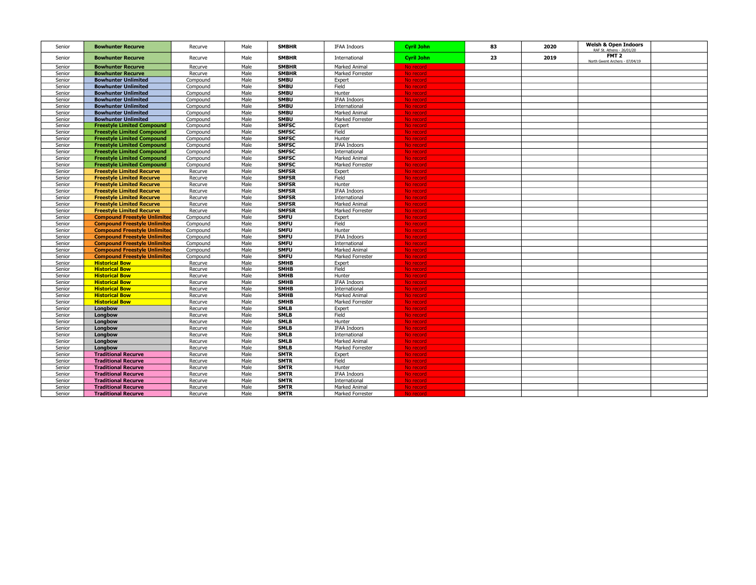| | | | | | | | | | | |
|---|---|---|---|---|---|---|---|---|---|---|
| Senior | **Bowhunter Recurve** | Recurve | Male | **SMBHR** | IFAA Indoors | **Cyril John** | **83** | **2020** | **Welsh & Open Indoors** RAF St. Athens - 26/01/20 | |
| Senior | **Bowhunter Recurve** | Recurve | Male | **SMBHR** | International | **Cyril John** | **23** | **2019** | **FMT 2** North Gwent Archers - 07/04/19 | |
| Senior | **Bowhunter Recurve** | Recurve | Male | **SMBHR** | Marked Animal | No record | | | | |
| Senior | **Bowhunter Recurve** | Recurve | Male | **SMBHR** | Marked Forrester | No record | | | | |
| Senior | **Bowhunter Unlimited** | Compound | Male | **SMBU** | Expert | No record | | | | |
| Senior | **Bowhunter Unlimited** | Compound | Male | **SMBU** | Field | No record | | | | |
| Senior | **Bowhunter Unlimited** | Compound | Male | **SMBU** | Hunter | No record | | | | |
| Senior | **Bowhunter Unlimited** | Compound | Male | **SMBU** | IFAA Indoors | No record | | | | |
| Senior | **Bowhunter Unlimited** | Compound | Male | **SMBU** | International | No record | | | | |
| Senior | **Bowhunter Unlimited** | Compound | Male | **SMBU** | Marked Animal | No record | | | | |
| Senior | **Bowhunter Unlimited** | Compound | Male | **SMBU** | Marked Forrester | No record | | | | |
| Senior | **Freestyle Limited Compound** | Compound | Male | **SMFSC** | Expert | No record | | | | |
| Senior | **Freestyle Limited Compound** | Compound | Male | **SMFSC** | Field | No record | | | | |
| Senior | **Freestyle Limited Compound** | Compound | Male | **SMFSC** | Hunter | No record | | | | |
| Senior | **Freestyle Limited Compound** | Compound | Male | **SMFSC** | IFAA Indoors | No record | | | | |
| Senior | **Freestyle Limited Compound** | Compound | Male | **SMFSC** | International | No record | | | | |
| Senior | **Freestyle Limited Compound** | Compound | Male | **SMFSC** | Marked Animal | No record | | | | |
| Senior | **Freestyle Limited Compound** | Compound | Male | **SMFSC** | Marked Forrester | No record | | | | |
| Senior | **Freestyle Limited Recurve** | Recurve | Male | **SMFSR** | Expert | No record | | | | |
| Senior | **Freestyle Limited Recurve** | Recurve | Male | **SMFSR** | Field | No record | | | | |
| Senior | **Freestyle Limited Recurve** | Recurve | Male | **SMFSR** | Hunter | No record | | | | |
| Senior | **Freestyle Limited Recurve** | Recurve | Male | **SMFSR** | IFAA Indoors | No record | | | | |
| Senior | **Freestyle Limited Recurve** | Recurve | Male | **SMFSR** | International | No record | | | | |
| Senior | **Freestyle Limited Recurve** | Recurve | Male | **SMFSR** | Marked Animal | No record | | | | |
| Senior | **Freestyle Limited Recurve** | Recurve | Male | **SMFSR** | Marked Forrester | No record | | | | |
| Senior | **Compound Freestyle Unlimited** | Compound | Male | **SMFU** | Expert | No record | | | | |
| Senior | **Compound Freestyle Unlimited** | Compound | Male | **SMFU** | Field | No record | | | | |
| Senior | **Compound Freestyle Unlimited** | Compound | Male | **SMFU** | Hunter | No record | | | | |
| Senior | **Compound Freestyle Unlimited** | Compound | Male | **SMFU** | IFAA Indoors | No record | | | | |
| Senior | **Compound Freestyle Unlimited** | Compound | Male | **SMFU** | International | No record | | | | |
| Senior | **Compound Freestyle Unlimited** | Compound | Male | **SMFU** | Marked Animal | No record | | | | |
| Senior | **Compound Freestyle Unlimited** | Compound | Male | **SMFU** | Marked Forrester | No record | | | | |
| Senior | **Historical Bow** | Recurve | Male | **SMHB** | Expert | No record | | | | |
| Senior | **Historical Bow** | Recurve | Male | **SMHB** | Field | No record | | | | |
| Senior | **Historical Bow** | Recurve | Male | **SMHB** | Hunter | No record | | | | |
| Senior | **Historical Bow** | Recurve | Male | **SMHB** | IFAA Indoors | No record | | | | |
| Senior | **Historical Bow** | Recurve | Male | **SMHB** | International | No record | | | | |
| Senior | **Historical Bow** | Recurve | Male | **SMHB** | Marked Animal | No record | | | | |
| Senior | **Historical Bow** | Recurve | Male | **SMHB** | Marked Forrester | No record | | | | |
| Senior | **Longbow** | Recurve | Male | **SMLB** | Expert | No record | | | | |
| Senior | **Longbow** | Recurve | Male | **SMLB** | Field | No record | | | | |
| Senior | **Longbow** | Recurve | Male | **SMLB** | Hunter | No record | | | | |
| Senior | **Longbow** | Recurve | Male | **SMLB** | IFAA Indoors | No record | | | | |
| Senior | **Longbow** | Recurve | Male | **SMLB** | International | No record | | | | |
| Senior | **Longbow** | Recurve | Male | **SMLB** | Marked Animal | No record | | | | |
| Senior | **Longbow** | Recurve | Male | **SMLB** | Marked Forrester | No record | | | | |
| Senior | **Traditional Recurve** | Recurve | Male | **SMTR** | Expert | No record | | | | |
| Senior | **Traditional Recurve** | Recurve | Male | **SMTR** | Field | No record | | | | |
| Senior | **Traditional Recurve** | Recurve | Male | **SMTR** | Hunter | No record | | | | |
| Senior | **Traditional Recurve** | Recurve | Male | **SMTR** | IFAA Indoors | No record | | | | |
| Senior | **Traditional Recurve** | Recurve | Male | **SMTR** | International | No record | | | | |
| Senior | **Traditional Recurve** | Recurve | Male | **SMTR** | Marked Animal | No record | | | | |
| Senior | **Traditional Recurve** | Recurve | Male | **SMTR** | Marked Forrester | No record | | | | |